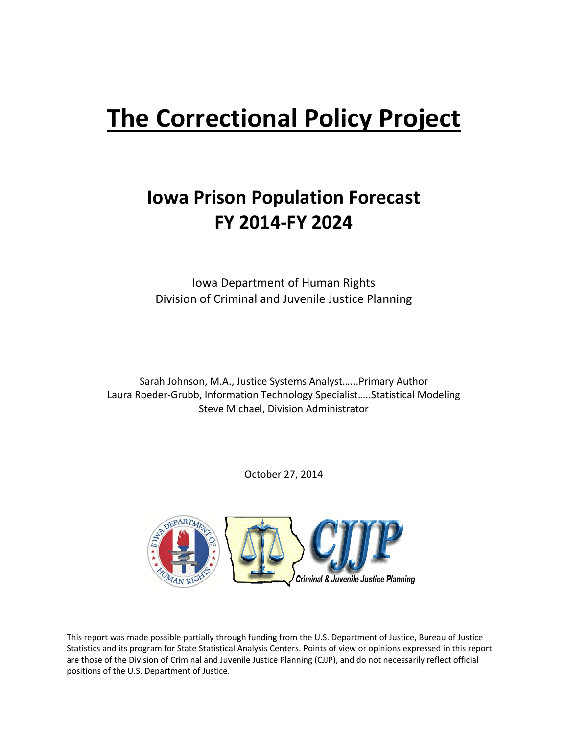# The Correctional Policy Project

## Iowa Prison Population Forecast FY 2014-FY 2024

Iowa Department of Human Rights
Division of Criminal and Juvenile Justice Planning

Sarah Johnson, M.A., Justice Systems Analyst......Primary Author
Laura Roeder-Grubb, Information Technology Specialist.....Statistical Modeling
Steve Michael, Division Administrator

October 27, 2014

This report was made possible partially through funding from the U.S. Department of Justice, Bureau of Justice Statistics and its program for State Statistical Analysis Centers. Points of view or opinions expressed in this report are those of the Division of Criminal and Juvenile Justice Planning (CJJP), and do not necessarily reflect official positions of the U.S. Department of Justice.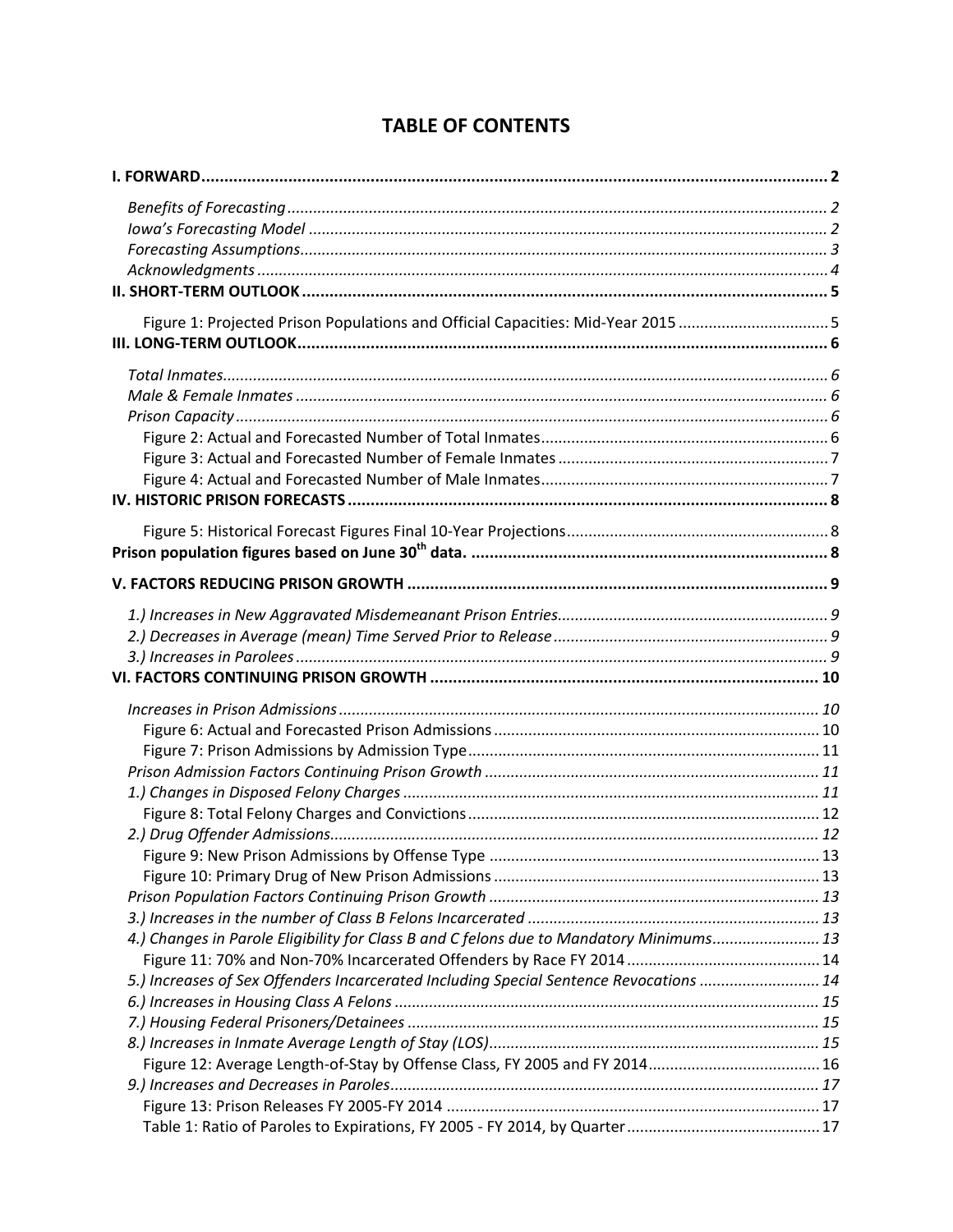# TABLE OF CONTENTS

**I. FORWARD** .......... 2

*Benefits of Forecasting* .......... 2

*Iowa's Forecasting Model* .......... 2

*Forecasting Assumptions* .......... 3

*Acknowledgments* .......... 4

**II. SHORT-TERM OUTLOOK** .......... 5

Figure 1: Projected Prison Populations and Official Capacities: Mid-Year 2015 .......... 5

**III. LONG-TERM OUTLOOK** .......... 6

*Total Inmates* .......... 6

*Male & Female Inmates* .......... 6

*Prison Capacity* .......... 6

Figure 2: Actual and Forecasted Number of Total Inmates .......... 6

Figure 3: Actual and Forecasted Number of Female Inmates .......... 7

Figure 4: Actual and Forecasted Number of Male Inmates .......... 7

**IV. HISTORIC PRISON FORECASTS** .......... 8

Figure 5: Historical Forecast Figures Final 10-Year Projections .......... 8

**Prison population figures based on June 30th data.** .......... 8

**V. FACTORS REDUCING PRISON GROWTH** .......... 9

*1.) Increases in New Aggravated Misdemeanant Prison Entries* .......... 9

*2.) Decreases in Average (mean) Time Served Prior to Release* .......... 9

*3.) Increases in Parolees* .......... 9

**VI. FACTORS CONTINUING PRISON GROWTH** .......... 10

*Increases in Prison Admissions* .......... 10

Figure 6: Actual and Forecasted Prison Admissions .......... 10

Figure 7: Prison Admissions by Admission Type .......... 11

*Prison Admission Factors Continuing Prison Growth* .......... 11

*1.) Changes in Disposed Felony Charges* .......... 11

Figure 8: Total Felony Charges and Convictions .......... 12

*2.) Drug Offender Admissions* .......... 12

Figure 9: New Prison Admissions by Offense Type .......... 13

Figure 10: Primary Drug of New Prison Admissions .......... 13

*Prison Population Factors Continuing Prison Growth* .......... 13

*3.) Increases in the number of Class B Felons Incarcerated* .......... 13

*4.) Changes in Parole Eligibility for Class B and C felons due to Mandatory Minimums* .......... 13

Figure 11: 70% and Non-70% Incarcerated Offenders by Race FY 2014 .......... 14

*5.) Increases of Sex Offenders Incarcerated Including Special Sentence Revocations* .......... 14

*6.) Increases in Housing Class A Felons* .......... 15

*7.) Housing Federal Prisoners/Detainees* .......... 15

*8.) Increases in Inmate Average Length of Stay (LOS)* .......... 15

Figure 12: Average Length-of-Stay by Offense Class, FY 2005 and FY 2014 .......... 16

*9.) Increases and Decreases in Paroles* .......... 17

Figure 13: Prison Releases FY 2005-FY 2014 .......... 17

Table 1: Ratio of Paroles to Expirations, FY 2005 - FY 2014, by Quarter .......... 17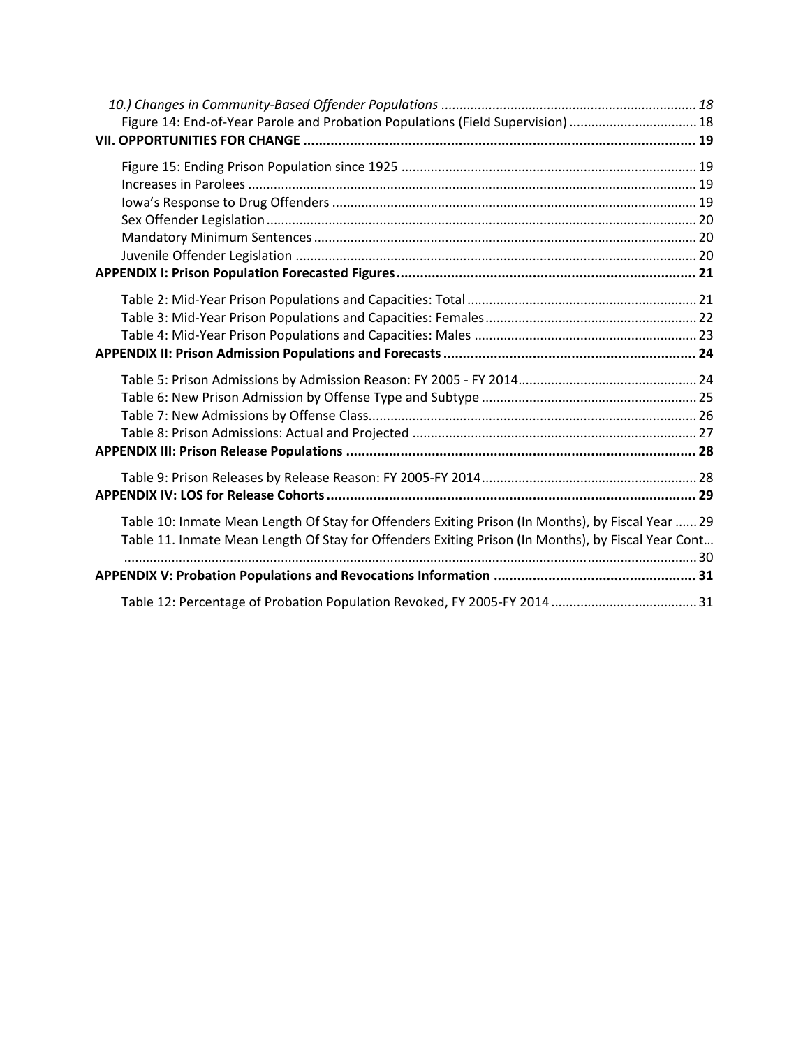*10.) Changes in Community-Based Offender Populations* ..................................................................... *18*

Figure 14: End-of-Year Parole and Probation Populations (Field Supervision) .................................. 18

**VII. OPPORTUNITIES FOR CHANGE** ..................................................................................................... **19**

Figure 15: Ending Prison Population since 1925 ................................................................................ 19

Increases in Parolees .......................................................................................................................... 19

Iowa's Response to Drug Offenders ................................................................................................... 19

Sex Offender Legislation ..................................................................................................................... 20

Mandatory Minimum Sentences ........................................................................................................ 20

Juvenile Offender Legislation ............................................................................................................. 20

**APPENDIX I: Prison Population Forecasted Figures** ............................................................................. **21**

Table 2: Mid-Year Prison Populations and Capacities: Total ............................................................... 21

Table 3: Mid-Year Prison Populations and Capacities: Females .......................................................... 22

Table 4: Mid-Year Prison Populations and Capacities: Males ............................................................. 23

**APPENDIX II: Prison Admission Populations and Forecasts** ................................................................ **24**

Table 5: Prison Admissions by Admission Reason: FY 2005 - FY 2014 ................................................. 24

Table 6: New Prison Admission by Offense Type and Subtype ........................................................... 25

Table 7: New Admissions by Offense Class ......................................................................................... 26

Table 8: Prison Admissions: Actual and Projected .............................................................................. 27

**APPENDIX III: Prison Release Populations** ......................................................................................... **28**

Table 9: Prison Releases by Release Reason: FY 2005-FY 2014 ........................................................... 28

**APPENDIX IV: LOS for Release Cohorts** ............................................................................................... **29**

Table 10: Inmate Mean Length Of Stay for Offenders Exiting Prison (In Months), by Fiscal Year ...... 29

Table 11. Inmate Mean Length Of Stay for Offenders Exiting Prison (In Months), by Fiscal Year Cont… ........................................................................................................................................................... 30

**APPENDIX V: Probation Populations and Revocations Information** ................................................... **31**

Table 12: Percentage of Probation Population Revoked, FY 2005-FY 2014 ........................................ 31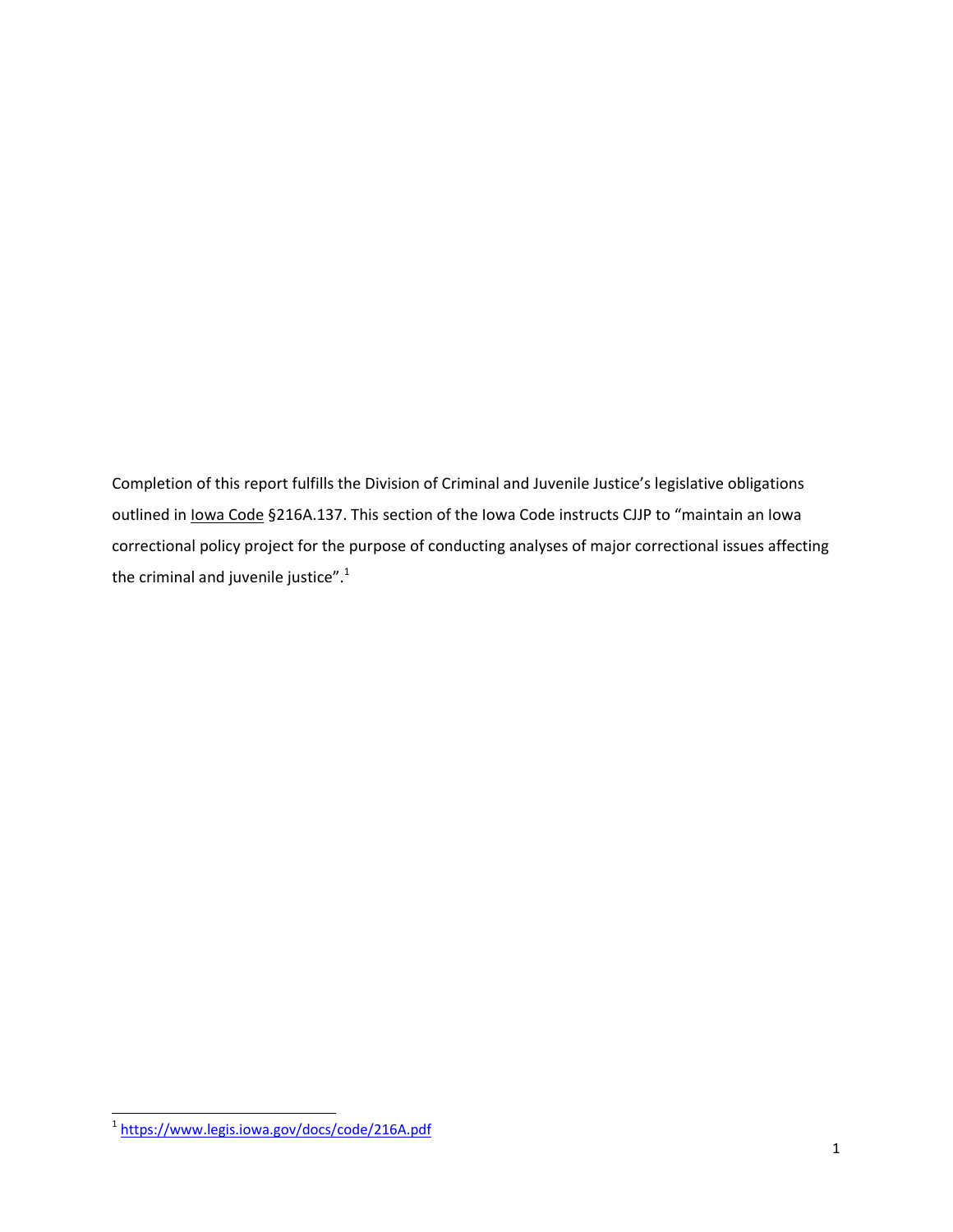Completion of this report fulfills the Division of Criminal and Juvenile Justice's legislative obligations outlined in Iowa Code §216A.137. This section of the Iowa Code instructs CJJP to "maintain an Iowa correctional policy project for the purpose of conducting analyses of major correctional issues affecting the criminal and juvenile justice".[1]

[1] https://www.legis.iowa.gov/docs/code/216A.pdf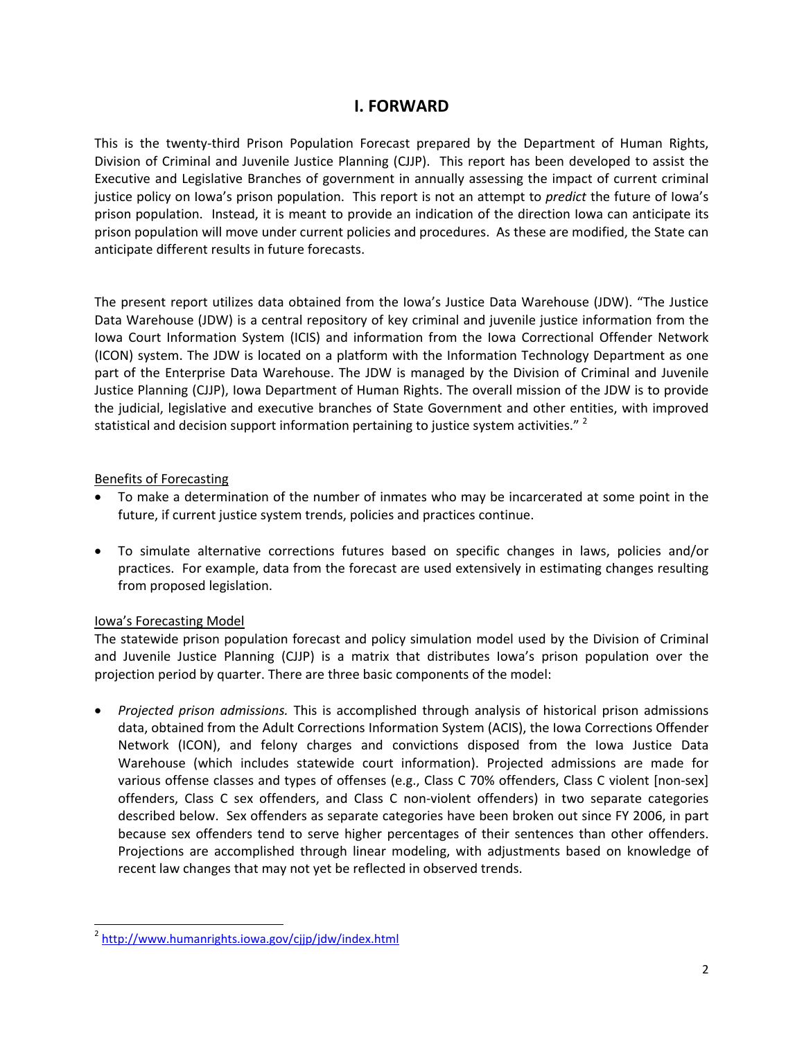# I. FORWARD

This is the twenty-third Prison Population Forecast prepared by the Department of Human Rights, Division of Criminal and Juvenile Justice Planning (CJJP). This report has been developed to assist the Executive and Legislative Branches of government in annually assessing the impact of current criminal justice policy on Iowa's prison population. This report is not an attempt to *predict* the future of Iowa's prison population. Instead, it is meant to provide an indication of the direction Iowa can anticipate its prison population will move under current policies and procedures. As these are modified, the State can anticipate different results in future forecasts.

The present report utilizes data obtained from the Iowa's Justice Data Warehouse (JDW). "The Justice Data Warehouse (JDW) is a central repository of key criminal and juvenile justice information from the Iowa Court Information System (ICIS) and information from the Iowa Correctional Offender Network (ICON) system. The JDW is located on a platform with the Information Technology Department as one part of the Enterprise Data Warehouse. The JDW is managed by the Division of Criminal and Juvenile Justice Planning (CJJP), Iowa Department of Human Rights. The overall mission of the JDW is to provide the judicial, legislative and executive branches of State Government and other entities, with improved statistical and decision support information pertaining to justice system activities." [2]

Benefits of Forecasting

- To make a determination of the number of inmates who may be incarcerated at some point in the future, if current justice system trends, policies and practices continue.
- To simulate alternative corrections futures based on specific changes in laws, policies and/or practices. For example, data from the forecast are used extensively in estimating changes resulting from proposed legislation.

Iowa's Forecasting Model

The statewide prison population forecast and policy simulation model used by the Division of Criminal and Juvenile Justice Planning (CJJP) is a matrix that distributes Iowa's prison population over the projection period by quarter. There are three basic components of the model:

- *Projected prison admissions.* This is accomplished through analysis of historical prison admissions data, obtained from the Adult Corrections Information System (ACIS), the Iowa Corrections Offender Network (ICON), and felony charges and convictions disposed from the Iowa Justice Data Warehouse (which includes statewide court information). Projected admissions are made for various offense classes and types of offenses (e.g., Class C 70% offenders, Class C violent [non-sex] offenders, Class C sex offenders, and Class C non-violent offenders) in two separate categories described below. Sex offenders as separate categories have been broken out since FY 2006, in part because sex offenders tend to serve higher percentages of their sentences than other offenders. Projections are accomplished through linear modeling, with adjustments based on knowledge of recent law changes that may not yet be reflected in observed trends.

[2] http://www.humanrights.iowa.gov/cjjp/jdw/index.html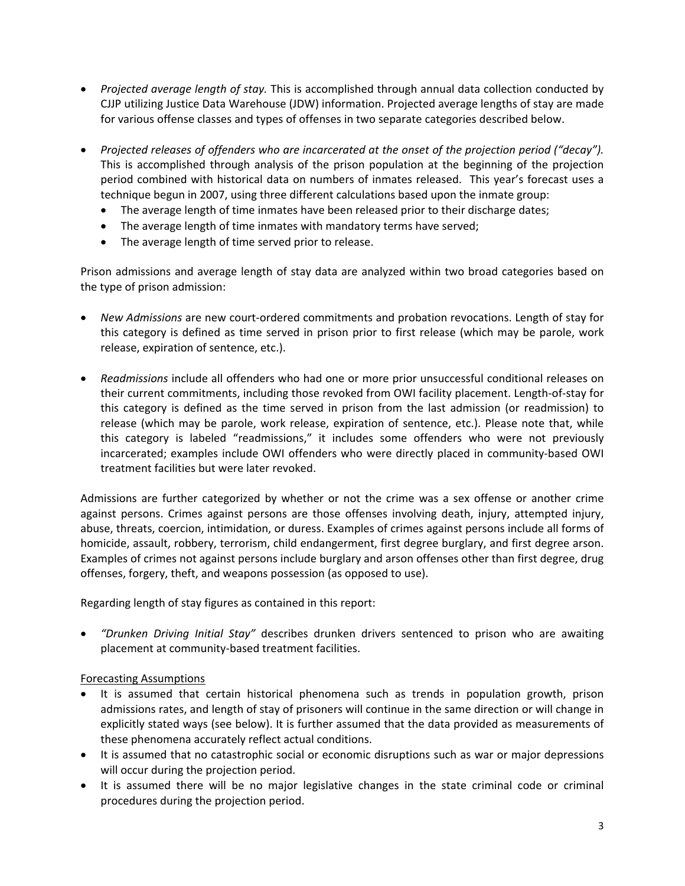- *Projected average length of stay.* This is accomplished through annual data collection conducted by CJJP utilizing Justice Data Warehouse (JDW) information. Projected average lengths of stay are made for various offense classes and types of offenses in two separate categories described below.

- *Projected releases of offenders who are incarcerated at the onset of the projection period ("decay").* This is accomplished through analysis of the prison population at the beginning of the projection period combined with historical data on numbers of inmates released. This year's forecast uses a technique begun in 2007, using three different calculations based upon the inmate group:
  - The average length of time inmates have been released prior to their discharge dates;
  - The average length of time inmates with mandatory terms have served;
  - The average length of time served prior to release.

Prison admissions and average length of stay data are analyzed within two broad categories based on the type of prison admission:

- *New Admissions* are new court-ordered commitments and probation revocations. Length of stay for this category is defined as time served in prison prior to first release (which may be parole, work release, expiration of sentence, etc.).

- *Readmissions* include all offenders who had one or more prior unsuccessful conditional releases on their current commitments, including those revoked from OWI facility placement. Length-of-stay for this category is defined as the time served in prison from the last admission (or readmission) to release (which may be parole, work release, expiration of sentence, etc.). Please note that, while this category is labeled "readmissions," it includes some offenders who were not previously incarcerated; examples include OWI offenders who were directly placed in community-based OWI treatment facilities but were later revoked.

Admissions are further categorized by whether or not the crime was a sex offense or another crime against persons. Crimes against persons are those offenses involving death, injury, attempted injury, abuse, threats, coercion, intimidation, or duress. Examples of crimes against persons include all forms of homicide, assault, robbery, terrorism, child endangerment, first degree burglary, and first degree arson. Examples of crimes not against persons include burglary and arson offenses other than first degree, drug offenses, forgery, theft, and weapons possession (as opposed to use).

Regarding length of stay figures as contained in this report:

- *"Drunken Driving Initial Stay"* describes drunken drivers sentenced to prison who are awaiting placement at community-based treatment facilities.

<u>Forecasting Assumptions</u>

- It is assumed that certain historical phenomena such as trends in population growth, prison admissions rates, and length of stay of prisoners will continue in the same direction or will change in explicitly stated ways (see below). It is further assumed that the data provided as measurements of these phenomena accurately reflect actual conditions.
- It is assumed that no catastrophic social or economic disruptions such as war or major depressions will occur during the projection period.
- It is assumed there will be no major legislative changes in the state criminal code or criminal procedures during the projection period.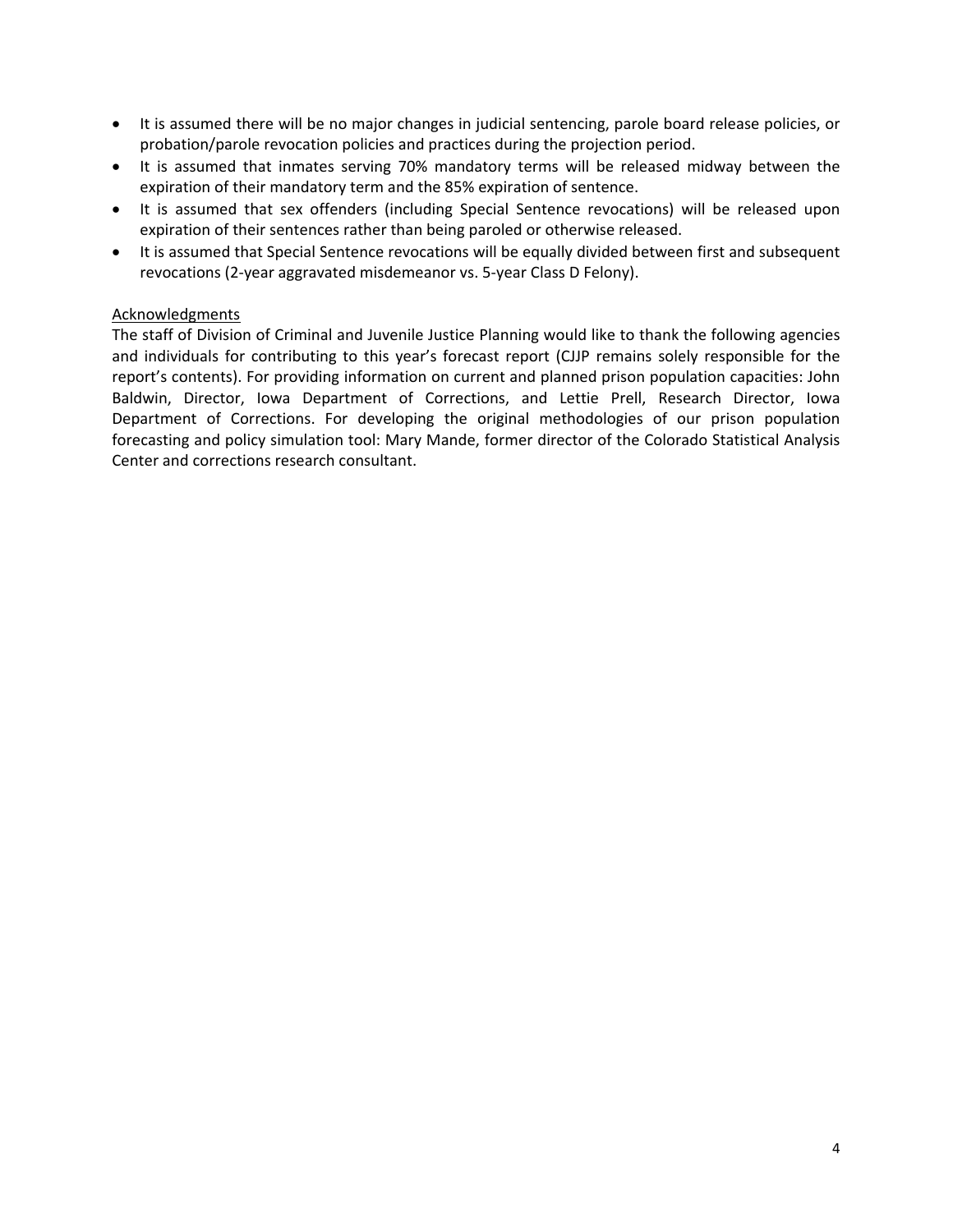- It is assumed there will be no major changes in judicial sentencing, parole board release policies, or probation/parole revocation policies and practices during the projection period.
- It is assumed that inmates serving 70% mandatory terms will be released midway between the expiration of their mandatory term and the 85% expiration of sentence.
- It is assumed that sex offenders (including Special Sentence revocations) will be released upon expiration of their sentences rather than being paroled or otherwise released.
- It is assumed that Special Sentence revocations will be equally divided between first and subsequent revocations (2-year aggravated misdemeanor vs. 5-year Class D Felony).

<u>Acknowledgments</u>

The staff of Division of Criminal and Juvenile Justice Planning would like to thank the following agencies and individuals for contributing to this year's forecast report (CJJP remains solely responsible for the report's contents). For providing information on current and planned prison population capacities: John Baldwin, Director, Iowa Department of Corrections, and Lettie Prell, Research Director, Iowa Department of Corrections. For developing the original methodologies of our prison population forecasting and policy simulation tool: Mary Mande, former director of the Colorado Statistical Analysis Center and corrections research consultant.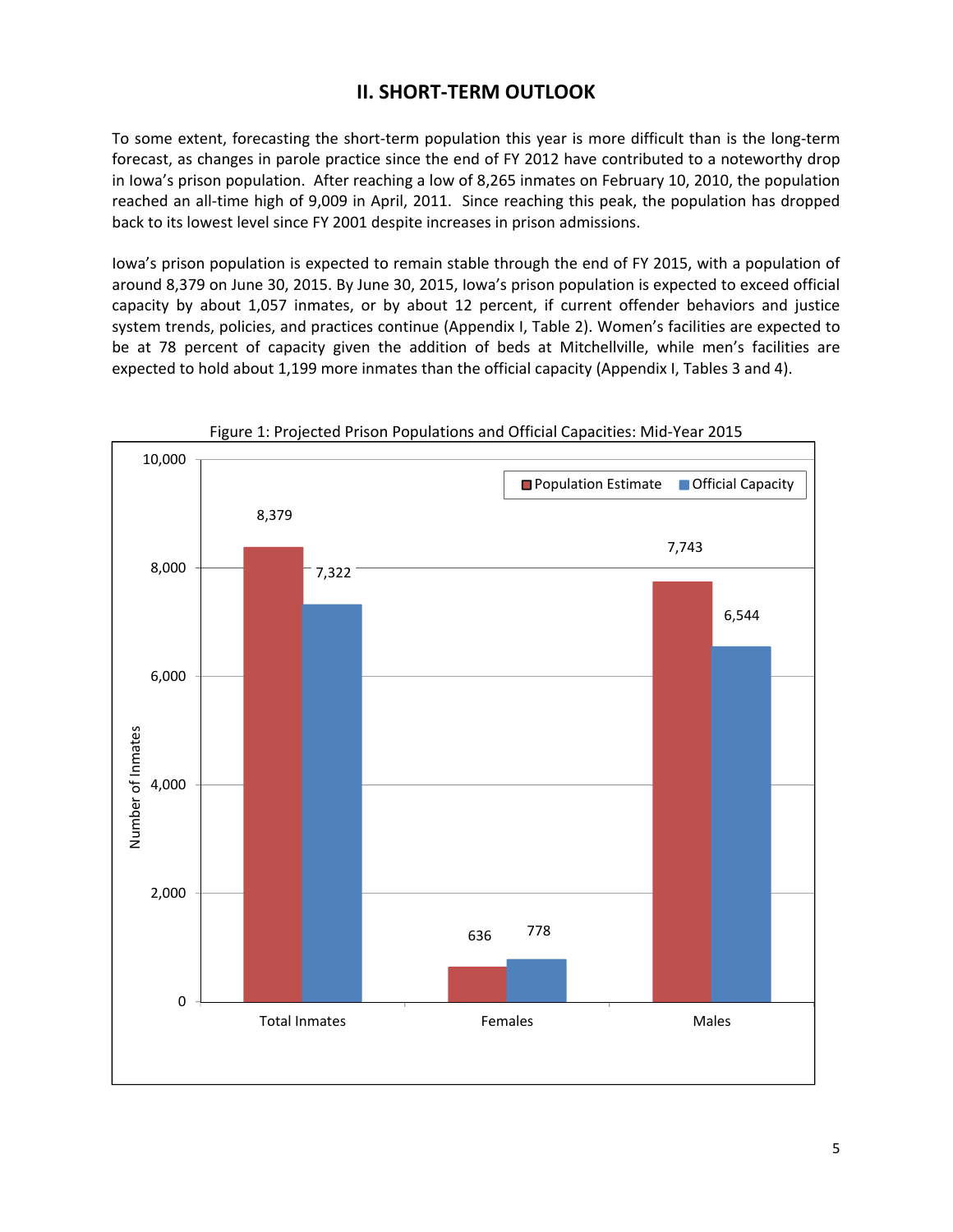## II. SHORT-TERM OUTLOOK

To some extent, forecasting the short-term population this year is more difficult than is the long-term forecast, as changes in parole practice since the end of FY 2012 have contributed to a noteworthy drop in Iowa's prison population. After reaching a low of 8,265 inmates on February 10, 2010, the population reached an all-time high of 9,009 in April, 2011. Since reaching this peak, the population has dropped back to its lowest level since FY 2001 despite increases in prison admissions.

Iowa's prison population is expected to remain stable through the end of FY 2015, with a population of around 8,379 on June 30, 2015. By June 30, 2015, Iowa's prison population is expected to exceed official capacity by about 1,057 inmates, or by about 12 percent, if current offender behaviors and justice system trends, policies, and practices continue (Appendix I, Table 2). Women's facilities are expected to be at 78 percent of capacity given the addition of beds at Mitchellville, while men's facilities are expected to hold about 1,199 more inmates than the official capacity (Appendix I, Tables 3 and 4).

Figure 1: Projected Prison Populations and Official Capacities: Mid-Year 2015

| | Population Estimate | Official Capacity |
|---|---|---|
| Total Inmates | 8,379 | 7,322 |
| Females | 636 | 778 |
| Males | 7,743 | 6,544 |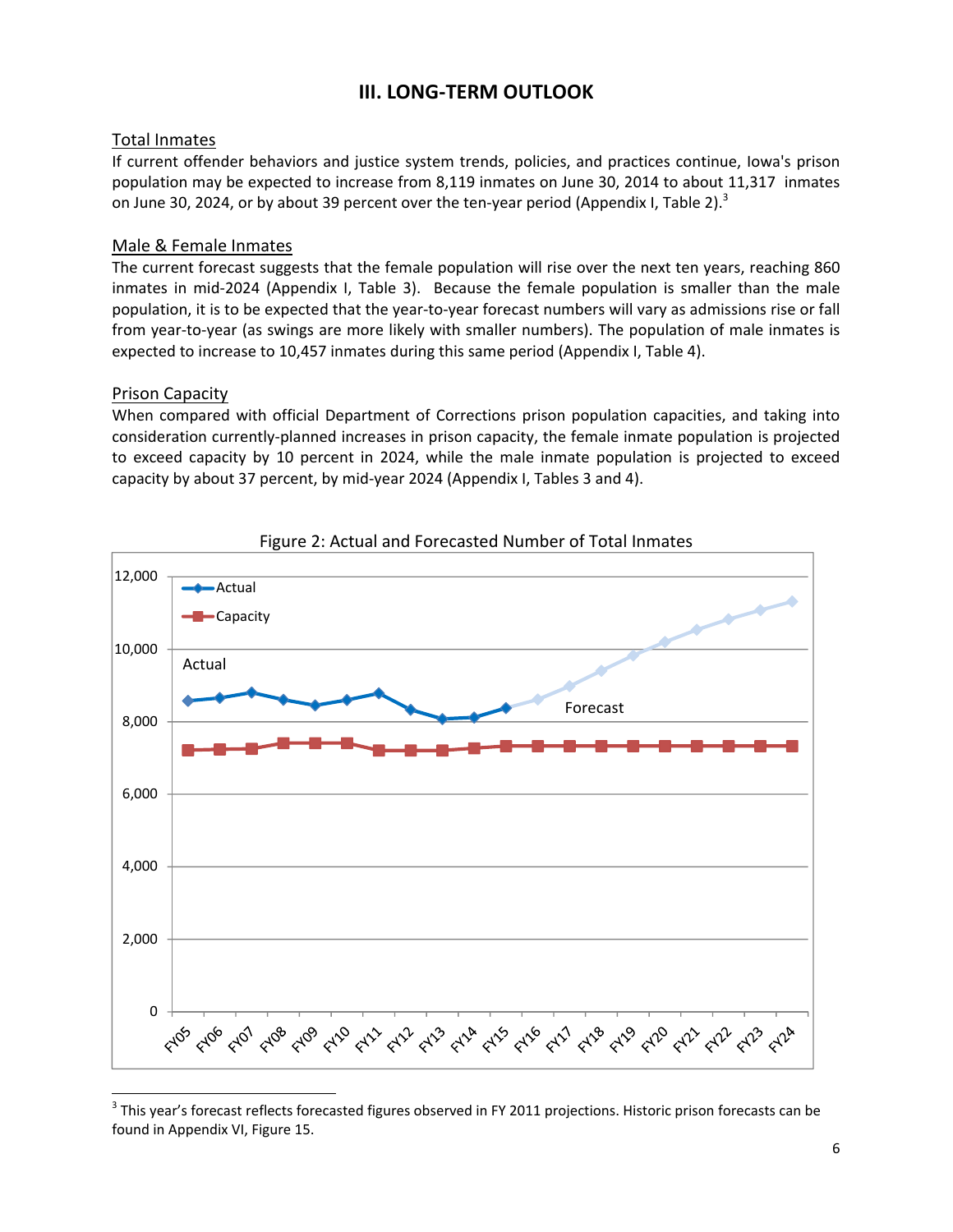## III. LONG-TERM OUTLOOK

Total Inmates

If current offender behaviors and justice system trends, policies, and practices continue, Iowa's prison population may be expected to increase from 8,119 inmates on June 30, 2014 to about 11,317 inmates on June 30, 2024, or by about 39 percent over the ten-year period (Appendix I, Table 2).[3]

Male & Female Inmates

The current forecast suggests that the female population will rise over the next ten years, reaching 860 inmates in mid-2024 (Appendix I, Table 3). Because the female population is smaller than the male population, it is to be expected that the year-to-year forecast numbers will vary as admissions rise or fall from year-to-year (as swings are more likely with smaller numbers). The population of male inmates is expected to increase to 10,457 inmates during this same period (Appendix I, Table 4).

Prison Capacity

When compared with official Department of Corrections prison population capacities, and taking into consideration currently-planned increases in prison capacity, the female inmate population is projected to exceed capacity by 10 percent in 2024, while the male inmate population is projected to exceed capacity by about 37 percent, by mid-year 2024 (Appendix I, Tables 3 and 4).

Figure 2: Actual and Forecasted Number of Total Inmates

[3] This year's forecast reflects forecasted figures observed in FY 2011 projections. Historic prison forecasts can be found in Appendix VI, Figure 15.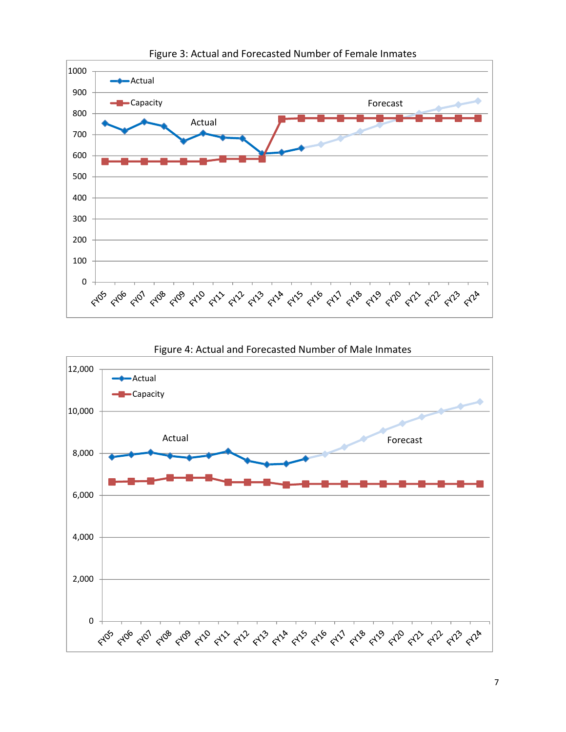Figure 3: Actual and Forecasted Number of Female Inmates

Figure 4: Actual and Forecasted Number of Male Inmates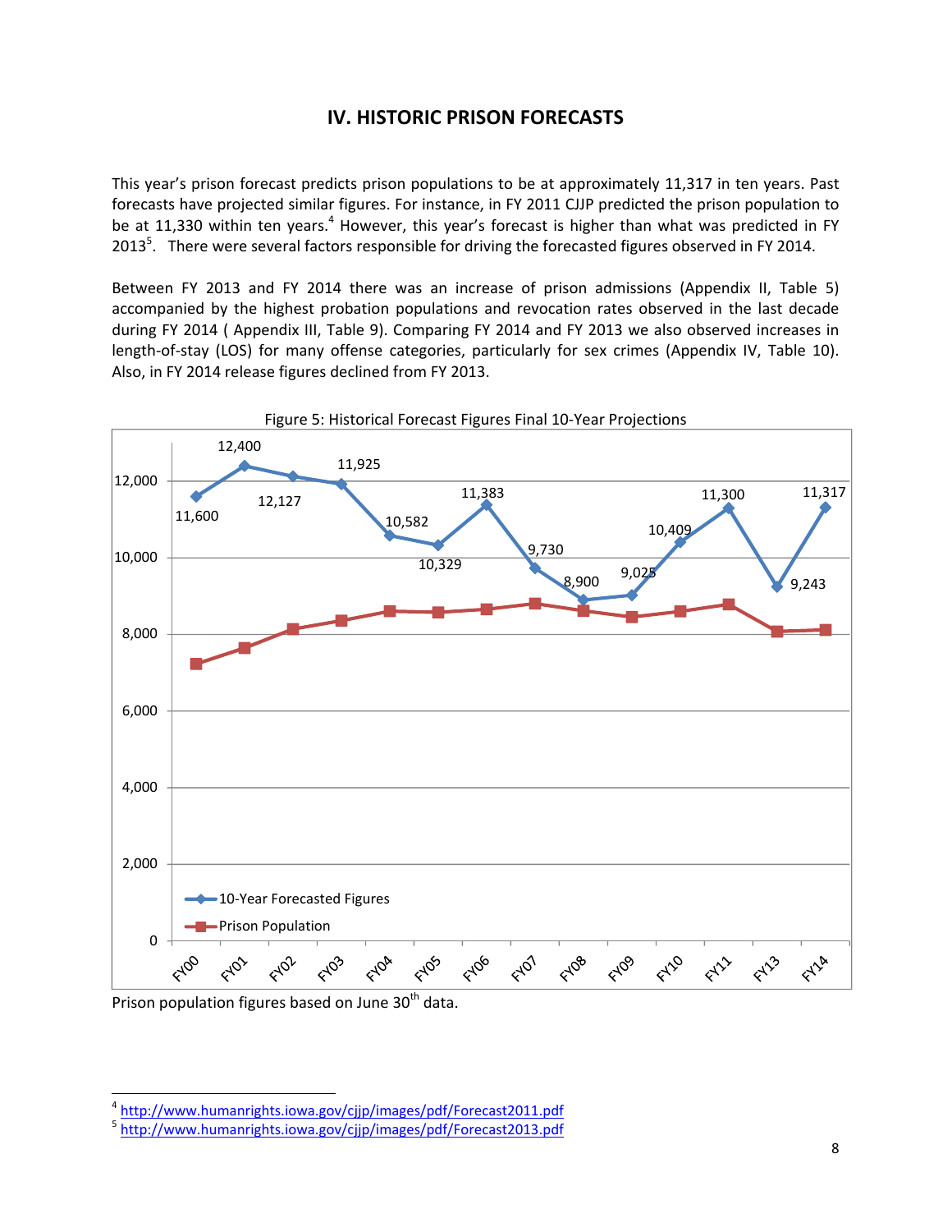## IV. HISTORIC PRISON FORECASTS

This year's prison forecast predicts prison populations to be at approximately 11,317 in ten years. Past forecasts have projected similar figures. For instance, in FY 2011 CJJP predicted the prison population to be at 11,330 within ten years.[4] However, this year's forecast is higher than what was predicted in FY 2013[5]. There were several factors responsible for driving the forecasted figures observed in FY 2014.

Between FY 2013 and FY 2014 there was an increase of prison admissions (Appendix II, Table 5) accompanied by the highest probation populations and revocation rates observed in the last decade during FY 2014 ( Appendix III, Table 9). Comparing FY 2014 and FY 2013 we also observed increases in length-of-stay (LOS) for many offense categories, particularly for sex crimes (Appendix IV, Table 10). Also, in FY 2014 release figures declined from FY 2013.

Figure 5: Historical Forecast Figures Final 10-Year Projections

| | FY00 | FY01 | FY02 | FY03 | FY04 | FY05 | FY06 | FY07 | FY08 | FY09 | FY10 | FY11 | FY13 | FY14 |
|---|---|---|---|---|---|---|---|---|---|---|---|---|---|---|
| 10-Year Forecasted Figures | 11,600 | 12,400 | 12,127 | 11,925 | 10,582 | 10,329 | 11,383 | 9,730 | 8,900 | 9,025 | 10,409 | 11,300 | 9,243 | 11,317 |

Prison population figures based on June 30th data.

[4] http://www.humanrights.iowa.gov/cjjp/images/pdf/Forecast2011.pdf

[5] http://www.humanrights.iowa.gov/cjjp/images/pdf/Forecast2013.pdf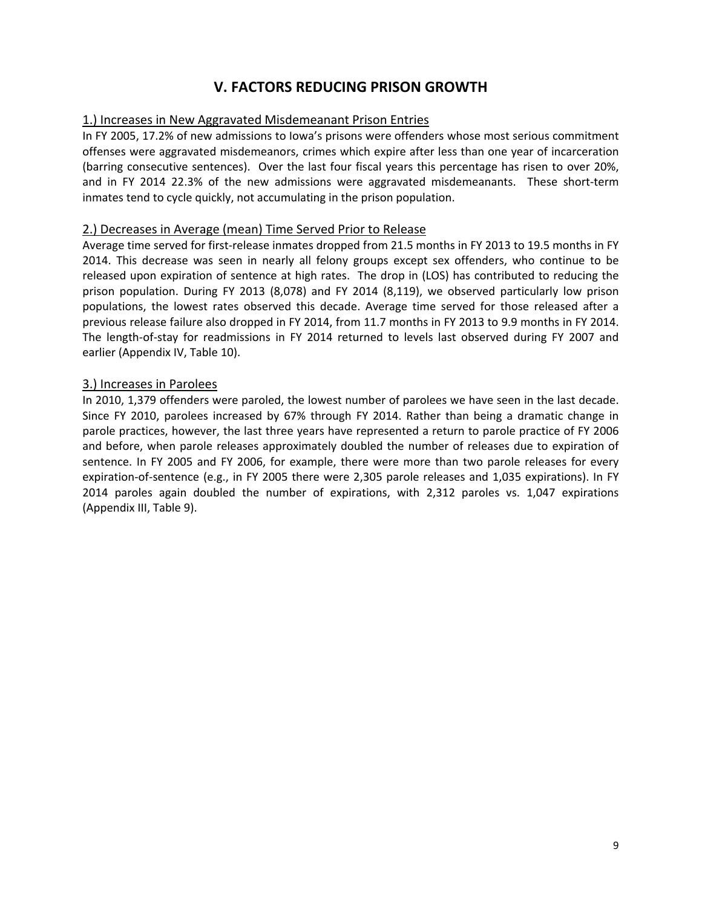# V. FACTORS REDUCING PRISON GROWTH

## 1.) Increases in New Aggravated Misdemeanant Prison Entries

In FY 2005, 17.2% of new admissions to Iowa's prisons were offenders whose most serious commitment offenses were aggravated misdemeanors, crimes which expire after less than one year of incarceration (barring consecutive sentences). Over the last four fiscal years this percentage has risen to over 20%, and in FY 2014 22.3% of the new admissions were aggravated misdemeanants. These short-term inmates tend to cycle quickly, not accumulating in the prison population.

## 2.) Decreases in Average (mean) Time Served Prior to Release

Average time served for first-release inmates dropped from 21.5 months in FY 2013 to 19.5 months in FY 2014. This decrease was seen in nearly all felony groups except sex offenders, who continue to be released upon expiration of sentence at high rates. The drop in (LOS) has contributed to reducing the prison population. During FY 2013 (8,078) and FY 2014 (8,119), we observed particularly low prison populations, the lowest rates observed this decade. Average time served for those released after a previous release failure also dropped in FY 2014, from 11.7 months in FY 2013 to 9.9 months in FY 2014. The length-of-stay for readmissions in FY 2014 returned to levels last observed during FY 2007 and earlier (Appendix IV, Table 10).

## 3.) Increases in Parolees

In 2010, 1,379 offenders were paroled, the lowest number of parolees we have seen in the last decade. Since FY 2010, parolees increased by 67% through FY 2014. Rather than being a dramatic change in parole practices, however, the last three years have represented a return to parole practice of FY 2006 and before, when parole releases approximately doubled the number of releases due to expiration of sentence. In FY 2005 and FY 2006, for example, there were more than two parole releases for every expiration-of-sentence (e.g., in FY 2005 there were 2,305 parole releases and 1,035 expirations). In FY 2014 paroles again doubled the number of expirations, with 2,312 paroles vs. 1,047 expirations (Appendix III, Table 9).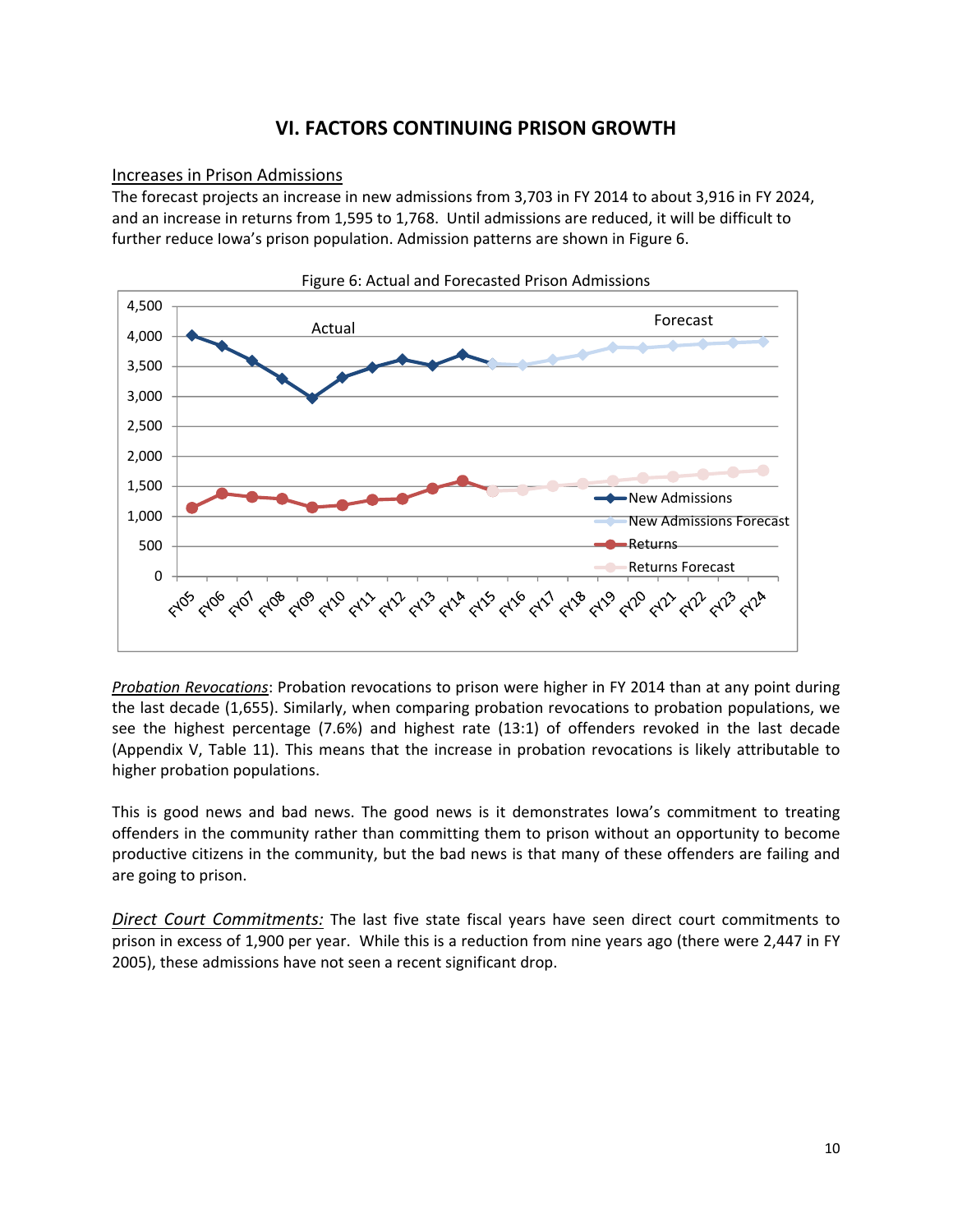# VI. FACTORS CONTINUING PRISON GROWTH

## Increases in Prison Admissions

The forecast projects an increase in new admissions from 3,703 in FY 2014 to about 3,916 in FY 2024, and an increase in returns from 1,595 to 1,768. Until admissions are reduced, it will be difficult to further reduce Iowa's prison population. Admission patterns are shown in Figure 6.

Figure 6: Actual and Forecasted Prison Admissions

*Probation Revocations*: Probation revocations to prison were higher in FY 2014 than at any point during the last decade (1,655). Similarly, when comparing probation revocations to probation populations, we see the highest percentage (7.6%) and highest rate (13:1) of offenders revoked in the last decade (Appendix V, Table 11). This means that the increase in probation revocations is likely attributable to higher probation populations.

This is good news and bad news. The good news is it demonstrates Iowa's commitment to treating offenders in the community rather than committing them to prison without an opportunity to become productive citizens in the community, but the bad news is that many of these offenders are failing and are going to prison.

*Direct Court Commitments:* The last five state fiscal years have seen direct court commitments to prison in excess of 1,900 per year. While this is a reduction from nine years ago (there were 2,447 in FY 2005), these admissions have not seen a recent significant drop.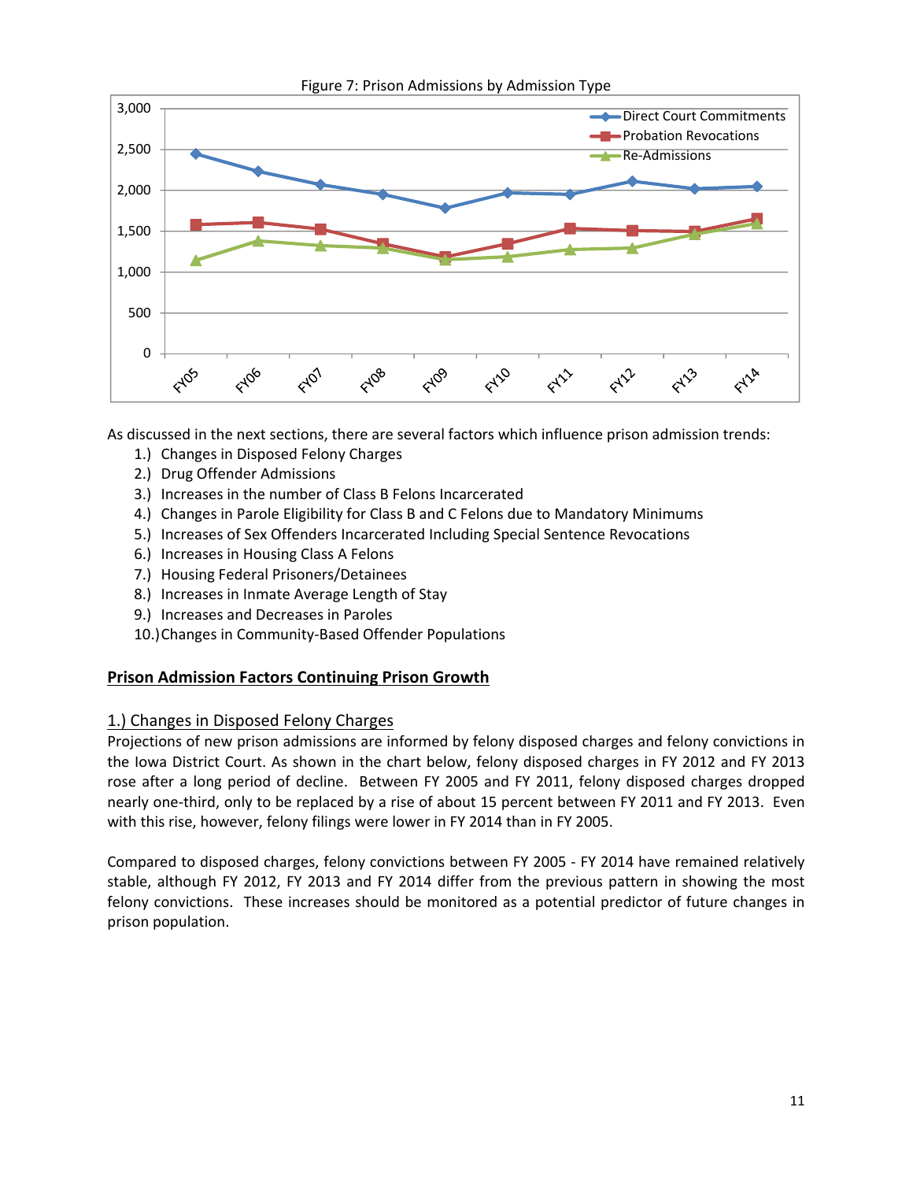Figure 7: Prison Admissions by Admission Type

As discussed in the next sections, there are several factors which influence prison admission trends:

1. Changes in Disposed Felony Charges
2. Drug Offender Admissions
3. Increases in the number of Class B Felons Incarcerated
4. Changes in Parole Eligibility for Class B and C Felons due to Mandatory Minimums
5. Increases of Sex Offenders Incarcerated Including Special Sentence Revocations
6. Increases in Housing Class A Felons
7. Housing Federal Prisoners/Detainees
8. Increases in Inmate Average Length of Stay
9. Increases and Decreases in Paroles
10. Changes in Community-Based Offender Populations

## Prison Admission Factors Continuing Prison Growth

### 1.) Changes in Disposed Felony Charges

Projections of new prison admissions are informed by felony disposed charges and felony convictions in the Iowa District Court. As shown in the chart below, felony disposed charges in FY 2012 and FY 2013 rose after a long period of decline. Between FY 2005 and FY 2011, felony disposed charges dropped nearly one-third, only to be replaced by a rise of about 15 percent between FY 2011 and FY 2013. Even with this rise, however, felony filings were lower in FY 2014 than in FY 2005.

Compared to disposed charges, felony convictions between FY 2005 - FY 2014 have remained relatively stable, although FY 2012, FY 2013 and FY 2014 differ from the previous pattern in showing the most felony convictions. These increases should be monitored as a potential predictor of future changes in prison population.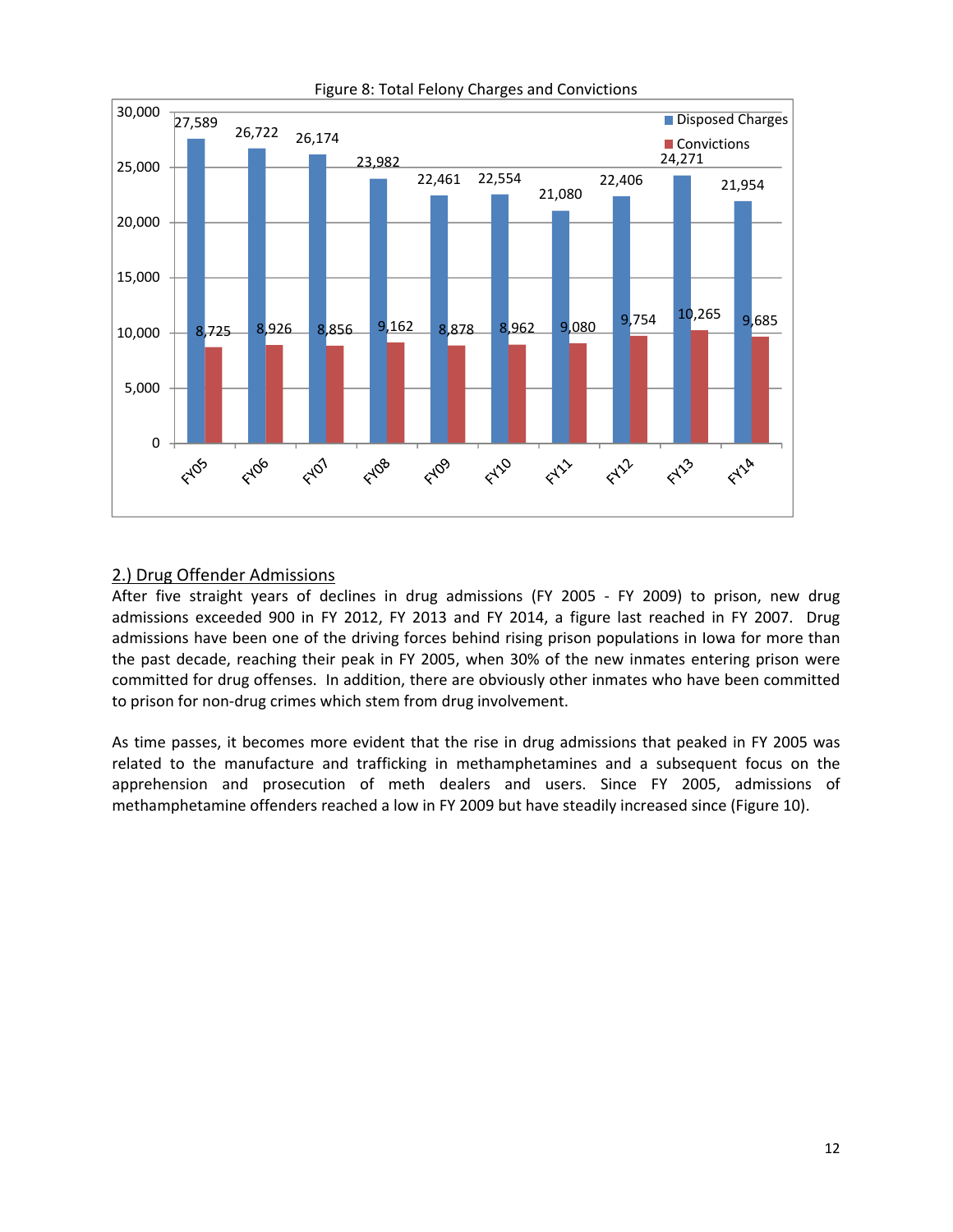Figure 8: Total Felony Charges and Convictions

| | Disposed Charges | Convictions |
|---|---|---|
| FY05 | 27,589 | 8,725 |
| FY06 | 26,722 | 8,926 |
| FY07 | 26,174 | 8,856 |
| FY08 | 23,982 | 9,162 |
| FY09 | 22,461 | 8,878 |
| FY10 | 22,554 | 8,962 |
| FY11 | 21,080 | 9,080 |
| FY12 | 22,406 | 9,754 |
| FY13 | 24,271 | 10,265 |
| FY14 | 21,954 | 9,685 |

## 2.) Drug Offender Admissions

After five straight years of declines in drug admissions (FY 2005 - FY 2009) to prison, new drug admissions exceeded 900 in FY 2012, FY 2013 and FY 2014, a figure last reached in FY 2007. Drug admissions have been one of the driving forces behind rising prison populations in Iowa for more than the past decade, reaching their peak in FY 2005, when 30% of the new inmates entering prison were committed for drug offenses. In addition, there are obviously other inmates who have been committed to prison for non-drug crimes which stem from drug involvement.

As time passes, it becomes more evident that the rise in drug admissions that peaked in FY 2005 was related to the manufacture and trafficking in methamphetamines and a subsequent focus on the apprehension and prosecution of meth dealers and users. Since FY 2005, admissions of methamphetamine offenders reached a low in FY 2009 but have steadily increased since (Figure 10).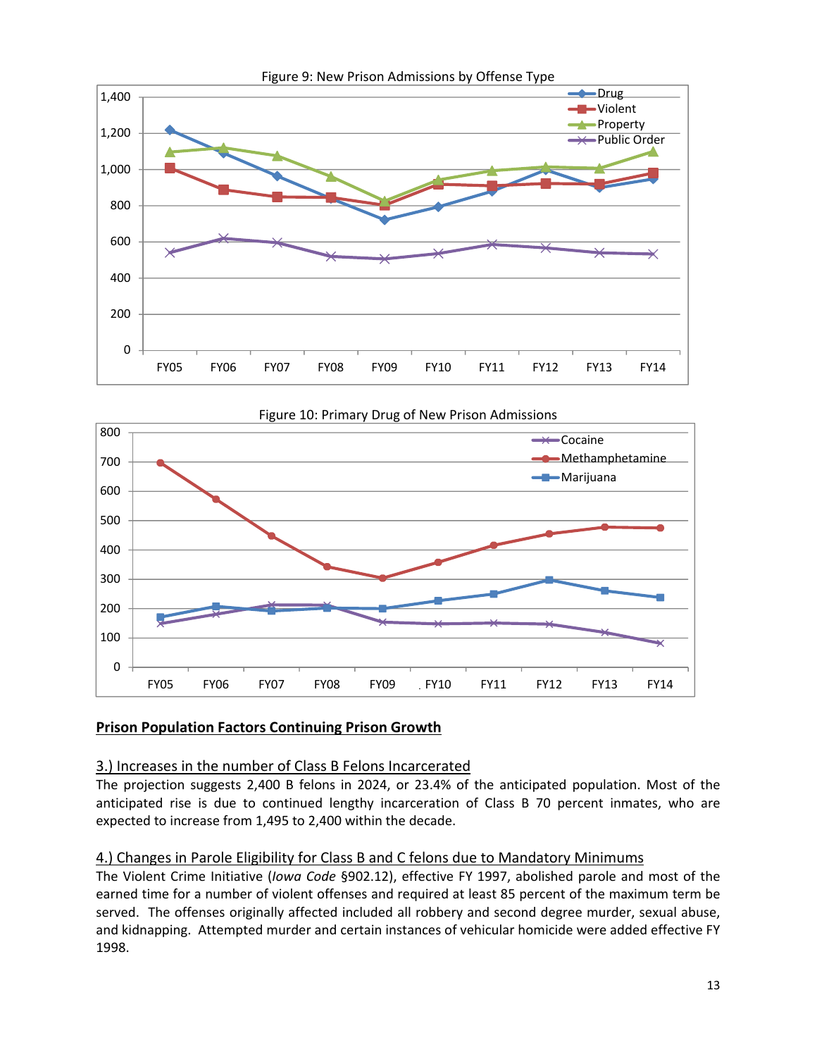Figure 9: New Prison Admissions by Offense Type

Figure 10: Primary Drug of New Prison Admissions

**<u>Prison Population Factors Continuing Prison Growth</u>**

<u>3.) Increases in the number of Class B Felons Incarcerated</u>

The projection suggests 2,400 B felons in 2024, or 23.4% of the anticipated population. Most of the anticipated rise is due to continued lengthy incarceration of Class B 70 percent inmates, who are expected to increase from 1,495 to 2,400 within the decade.

<u>4.) Changes in Parole Eligibility for Class B and C felons due to Mandatory Minimums</u>

The Violent Crime Initiative (*Iowa Code* §902.12), effective FY 1997, abolished parole and most of the earned time for a number of violent offenses and required at least 85 percent of the maximum term be served. The offenses originally affected included all robbery and second degree murder, sexual abuse, and kidnapping. Attempted murder and certain instances of vehicular homicide were added effective FY 1998.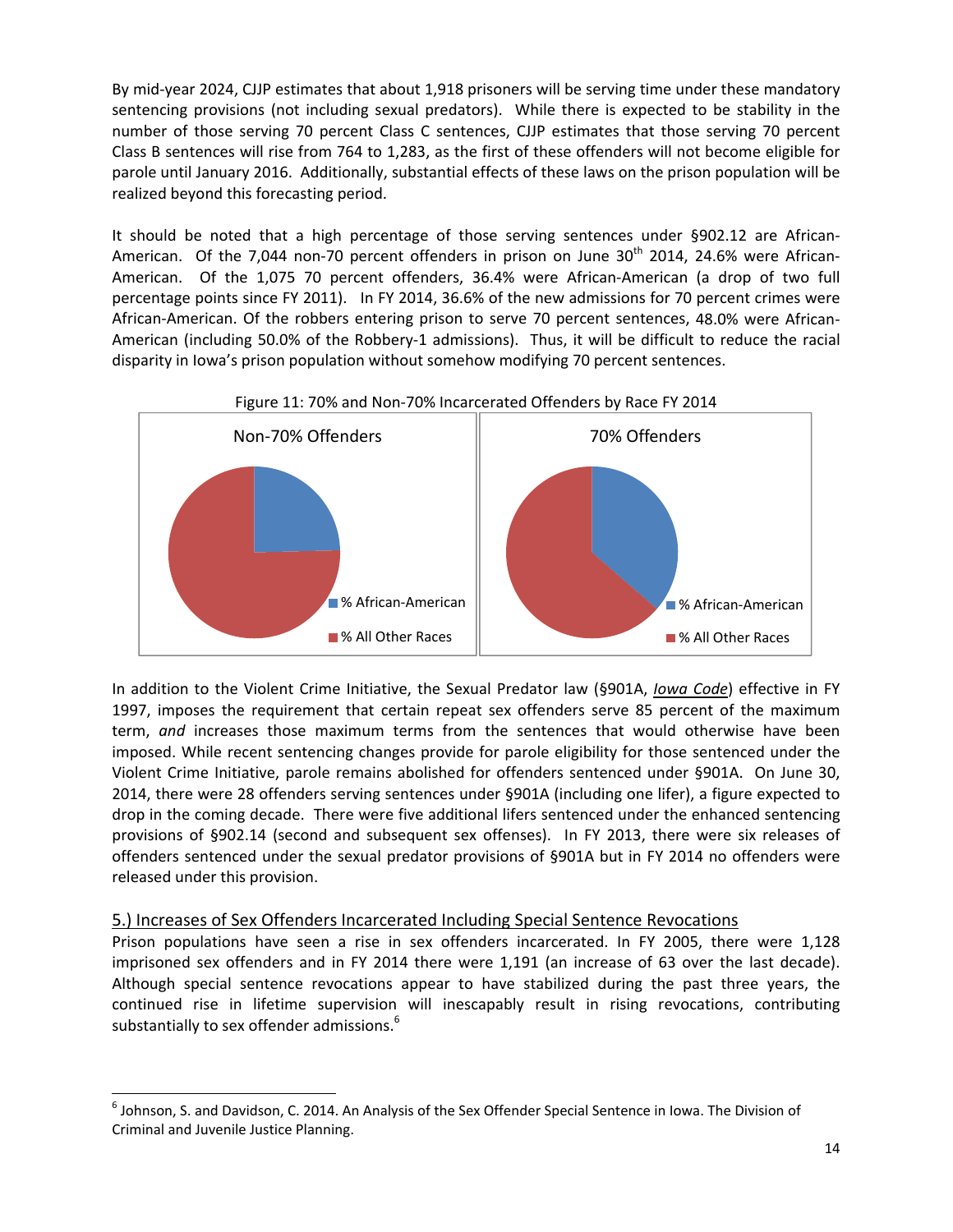By mid-year 2024, CJJP estimates that about 1,918 prisoners will be serving time under these mandatory sentencing provisions (not including sexual predators). While there is expected to be stability in the number of those serving 70 percent Class C sentences, CJJP estimates that those serving 70 percent Class B sentences will rise from 764 to 1,283, as the first of these offenders will not become eligible for parole until January 2016. Additionally, substantial effects of these laws on the prison population will be realized beyond this forecasting period.

It should be noted that a high percentage of those serving sentences under §902.12 are African-American. Of the 7,044 non-70 percent offenders in prison on June 30th 2014, 24.6% were African-American. Of the 1,075 70 percent offenders, 36.4% were African-American (a drop of two full percentage points since FY 2011). In FY 2014, 36.6% of the new admissions for 70 percent crimes were African-American. Of the robbers entering prison to serve 70 percent sentences, 48.0% were African-American (including 50.0% of the Robbery-1 admissions). Thus, it will be difficult to reduce the racial disparity in Iowa's prison population without somehow modifying 70 percent sentences.

Figure 11: 70% and Non-70% Incarcerated Offenders by Race FY 2014

Non-70% Offenders

- % African-American
- % All Other Races

70% Offenders

- % African-American
- % All Other Races

In addition to the Violent Crime Initiative, the Sexual Predator law (§901A, *Iowa Code*) effective in FY 1997, imposes the requirement that certain repeat sex offenders serve 85 percent of the maximum term, *and* increases those maximum terms from the sentences that would otherwise have been imposed. While recent sentencing changes provide for parole eligibility for those sentenced under the Violent Crime Initiative, parole remains abolished for offenders sentenced under §901A. On June 30, 2014, there were 28 offenders serving sentences under §901A (including one lifer), a figure expected to drop in the coming decade. There were five additional lifers sentenced under the enhanced sentencing provisions of §902.14 (second and subsequent sex offenses). In FY 2013, there were six releases of offenders sentenced under the sexual predator provisions of §901A but in FY 2014 no offenders were released under this provision.

## 5.) Increases of Sex Offenders Incarcerated Including Special Sentence Revocations

Prison populations have seen a rise in sex offenders incarcerated. In FY 2005, there were 1,128 imprisoned sex offenders and in FY 2014 there were 1,191 (an increase of 63 over the last decade). Although special sentence revocations appear to have stabilized during the past three years, the continued rise in lifetime supervision will inescapably result in rising revocations, contributing substantially to sex offender admissions.[6]

[6] Johnson, S. and Davidson, C. 2014. An Analysis of the Sex Offender Special Sentence in Iowa. The Division of Criminal and Juvenile Justice Planning.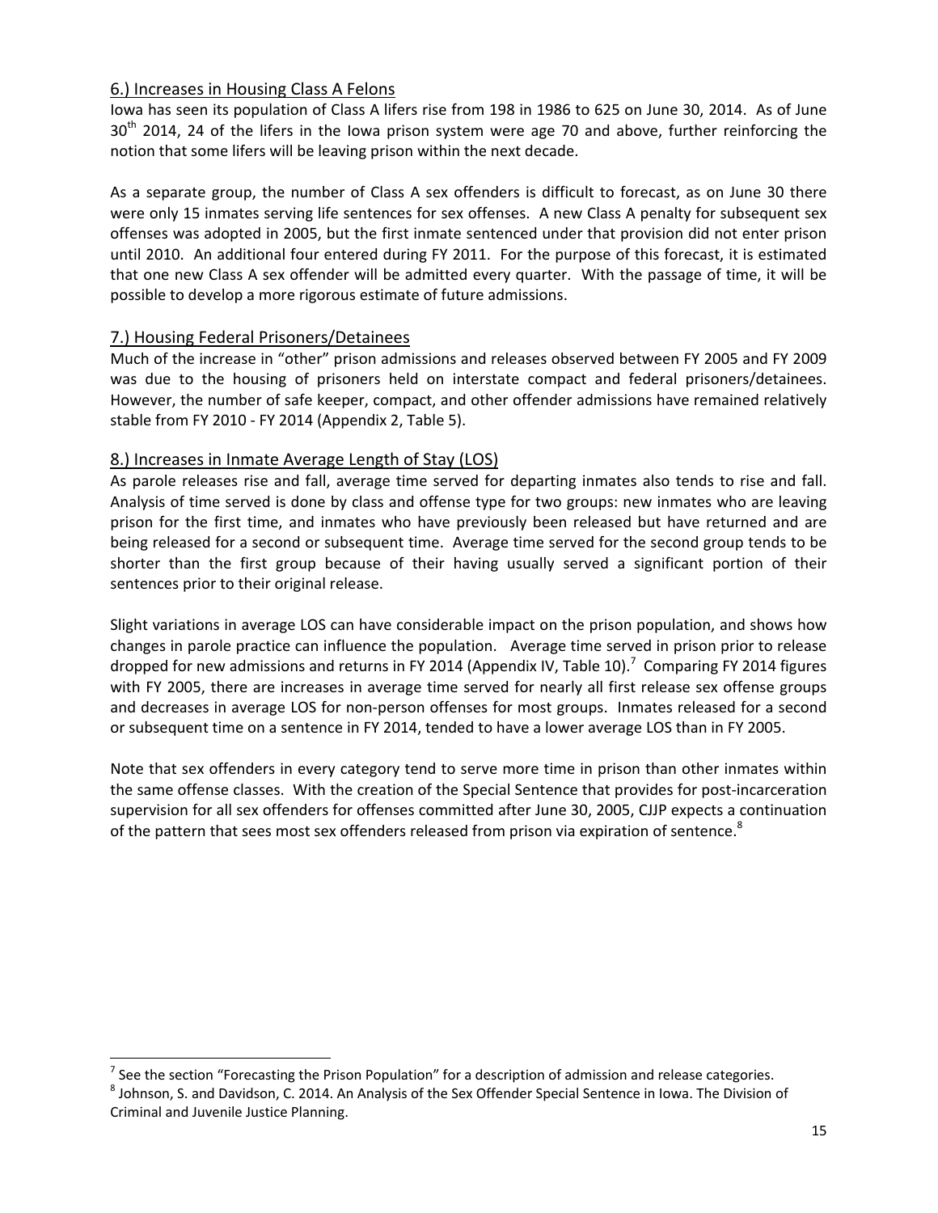## 6.) Increases in Housing Class A Felons

Iowa has seen its population of Class A lifers rise from 198 in 1986 to 625 on June 30, 2014. As of June 30th 2014, 24 of the lifers in the Iowa prison system were age 70 and above, further reinforcing the notion that some lifers will be leaving prison within the next decade.

As a separate group, the number of Class A sex offenders is difficult to forecast, as on June 30 there were only 15 inmates serving life sentences for sex offenses. A new Class A penalty for subsequent sex offenses was adopted in 2005, but the first inmate sentenced under that provision did not enter prison until 2010. An additional four entered during FY 2011. For the purpose of this forecast, it is estimated that one new Class A sex offender will be admitted every quarter. With the passage of time, it will be possible to develop a more rigorous estimate of future admissions.

## 7.) Housing Federal Prisoners/Detainees

Much of the increase in "other" prison admissions and releases observed between FY 2005 and FY 2009 was due to the housing of prisoners held on interstate compact and federal prisoners/detainees. However, the number of safe keeper, compact, and other offender admissions have remained relatively stable from FY 2010 - FY 2014 (Appendix 2, Table 5).

## 8.) Increases in Inmate Average Length of Stay (LOS)

As parole releases rise and fall, average time served for departing inmates also tends to rise and fall. Analysis of time served is done by class and offense type for two groups: new inmates who are leaving prison for the first time, and inmates who have previously been released but have returned and are being released for a second or subsequent time. Average time served for the second group tends to be shorter than the first group because of their having usually served a significant portion of their sentences prior to their original release.

Slight variations in average LOS can have considerable impact on the prison population, and shows how changes in parole practice can influence the population. Average time served in prison prior to release dropped for new admissions and returns in FY 2014 (Appendix IV, Table 10).[7] Comparing FY 2014 figures with FY 2005, there are increases in average time served for nearly all first release sex offense groups and decreases in average LOS for non-person offenses for most groups. Inmates released for a second or subsequent time on a sentence in FY 2014, tended to have a lower average LOS than in FY 2005.

Note that sex offenders in every category tend to serve more time in prison than other inmates within the same offense classes. With the creation of the Special Sentence that provides for post-incarceration supervision for all sex offenders for offenses committed after June 30, 2005, CJJP expects a continuation of the pattern that sees most sex offenders released from prison via expiration of sentence.[8]

---

[7] See the section "Forecasting the Prison Population" for a description of admission and release categories.

[8] Johnson, S. and Davidson, C. 2014. An Analysis of the Sex Offender Special Sentence in Iowa. The Division of Criminal and Juvenile Justice Planning.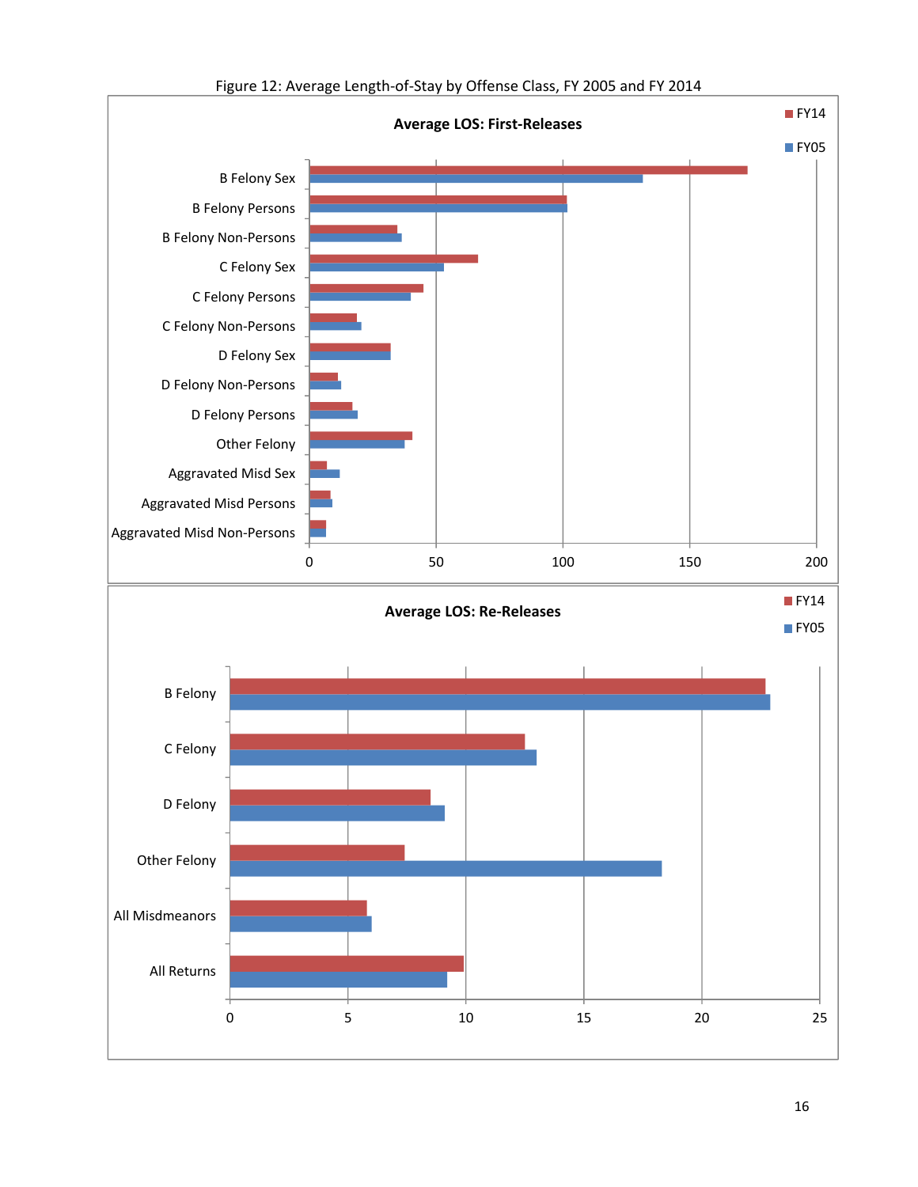Figure 12: Average Length-of-Stay by Offense Class, FY 2005 and FY 2014

**Average LOS: First-Releases**

FY14
FY05

B Felony Sex
B Felony Persons
B Felony Non-Persons
C Felony Sex
C Felony Persons
C Felony Non-Persons
D Felony Sex
D Felony Non-Persons
D Felony Persons
Other Felony
Aggravated Misd Sex
Aggravated Misd Persons
Aggravated Misd Non-Persons

0 50 100 150 200

**Average LOS: Re-Releases**

FY14
FY05

B Felony
C Felony
D Felony
Other Felony
All Misdmeanors
All Returns

0 5 10 15 20 25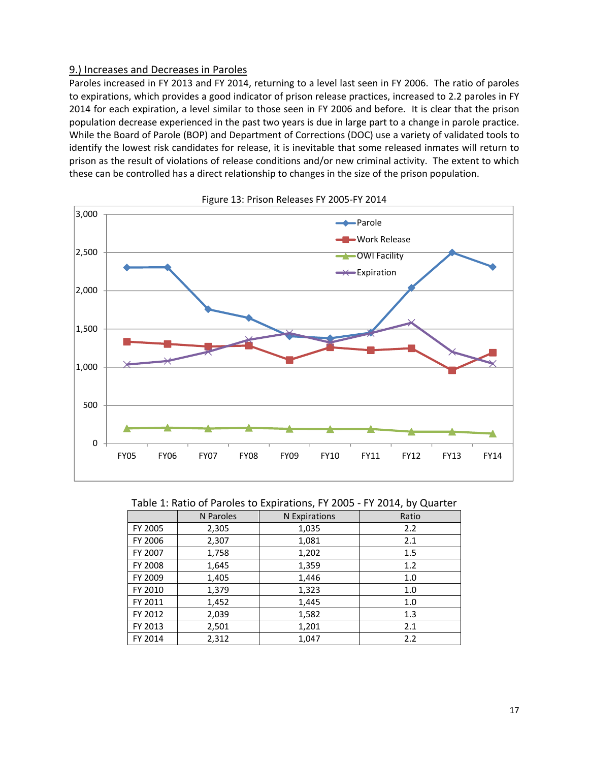### 9.) Increases and Decreases in Paroles

Paroles increased in FY 2013 and FY 2014, returning to a level last seen in FY 2006. The ratio of paroles to expirations, which provides a good indicator of prison release practices, increased to 2.2 paroles in FY 2014 for each expiration, a level similar to those seen in FY 2006 and before. It is clear that the prison population decrease experienced in the past two years is due in large part to a change in parole practice. While the Board of Parole (BOP) and Department of Corrections (DOC) use a variety of validated tools to identify the lowest risk candidates for release, it is inevitable that some released inmates will return to prison as the result of violations of release conditions and/or new criminal activity. The extent to which these can be controlled has a direct relationship to changes in the size of the prison population.

Figure 13: Prison Releases FY 2005-FY 2014

Table 1: Ratio of Paroles to Expirations, FY 2005 - FY 2014, by Quarter

| | N Paroles | N Expirations | Ratio |
|---|---|---|---|
| FY 2005 | 2,305 | 1,035 | 2.2 |
| FY 2006 | 2,307 | 1,081 | 2.1 |
| FY 2007 | 1,758 | 1,202 | 1.5 |
| FY 2008 | 1,645 | 1,359 | 1.2 |
| FY 2009 | 1,405 | 1,446 | 1.0 |
| FY 2010 | 1,379 | 1,323 | 1.0 |
| FY 2011 | 1,452 | 1,445 | 1.0 |
| FY 2012 | 2,039 | 1,582 | 1.3 |
| FY 2013 | 2,501 | 1,201 | 2.1 |
| FY 2014 | 2,312 | 1,047 | 2.2 |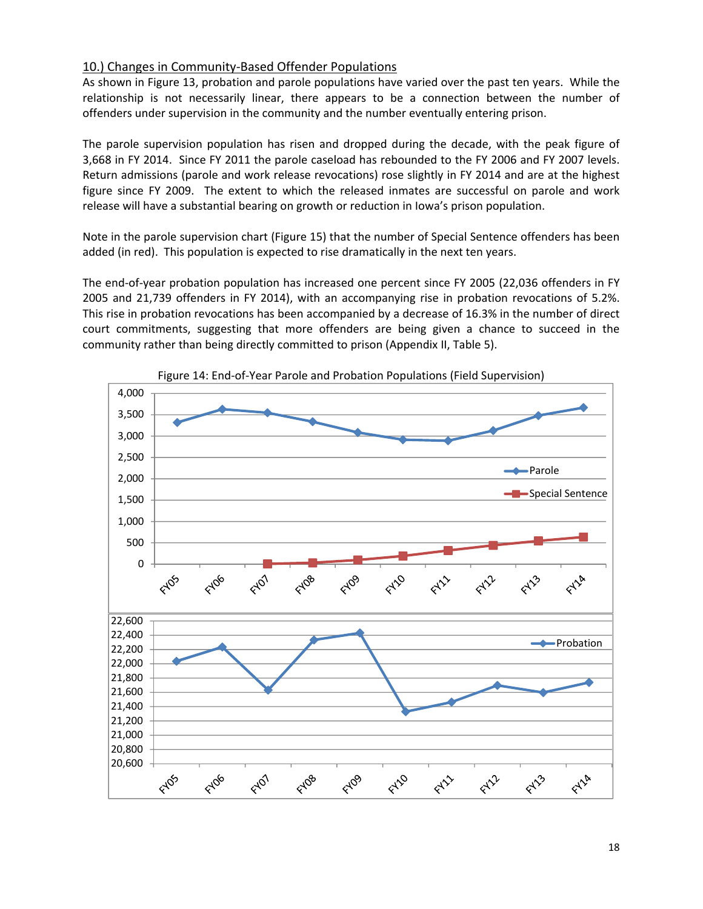## 10.) Changes in Community-Based Offender Populations

As shown in Figure 13, probation and parole populations have varied over the past ten years. While the relationship is not necessarily linear, there appears to be a connection between the number of offenders under supervision in the community and the number eventually entering prison.

The parole supervision population has risen and dropped during the decade, with the peak figure of 3,668 in FY 2014. Since FY 2011 the parole caseload has rebounded to the FY 2006 and FY 2007 levels. Return admissions (parole and work release revocations) rose slightly in FY 2014 and are at the highest figure since FY 2009. The extent to which the released inmates are successful on parole and work release will have a substantial bearing on growth or reduction in Iowa's prison population.

Note in the parole supervision chart (Figure 15) that the number of Special Sentence offenders has been added (in red). This population is expected to rise dramatically in the next ten years.

The end-of-year probation population has increased one percent since FY 2005 (22,036 offenders in FY 2005 and 21,739 offenders in FY 2014), with an accompanying rise in probation revocations of 5.2%. This rise in probation revocations has been accompanied by a decrease of 16.3% in the number of direct court commitments, suggesting that more offenders are being given a chance to succeed in the community rather than being directly committed to prison (Appendix II, Table 5).

Figure 14: End-of-Year Parole and Probation Populations (Field Supervision)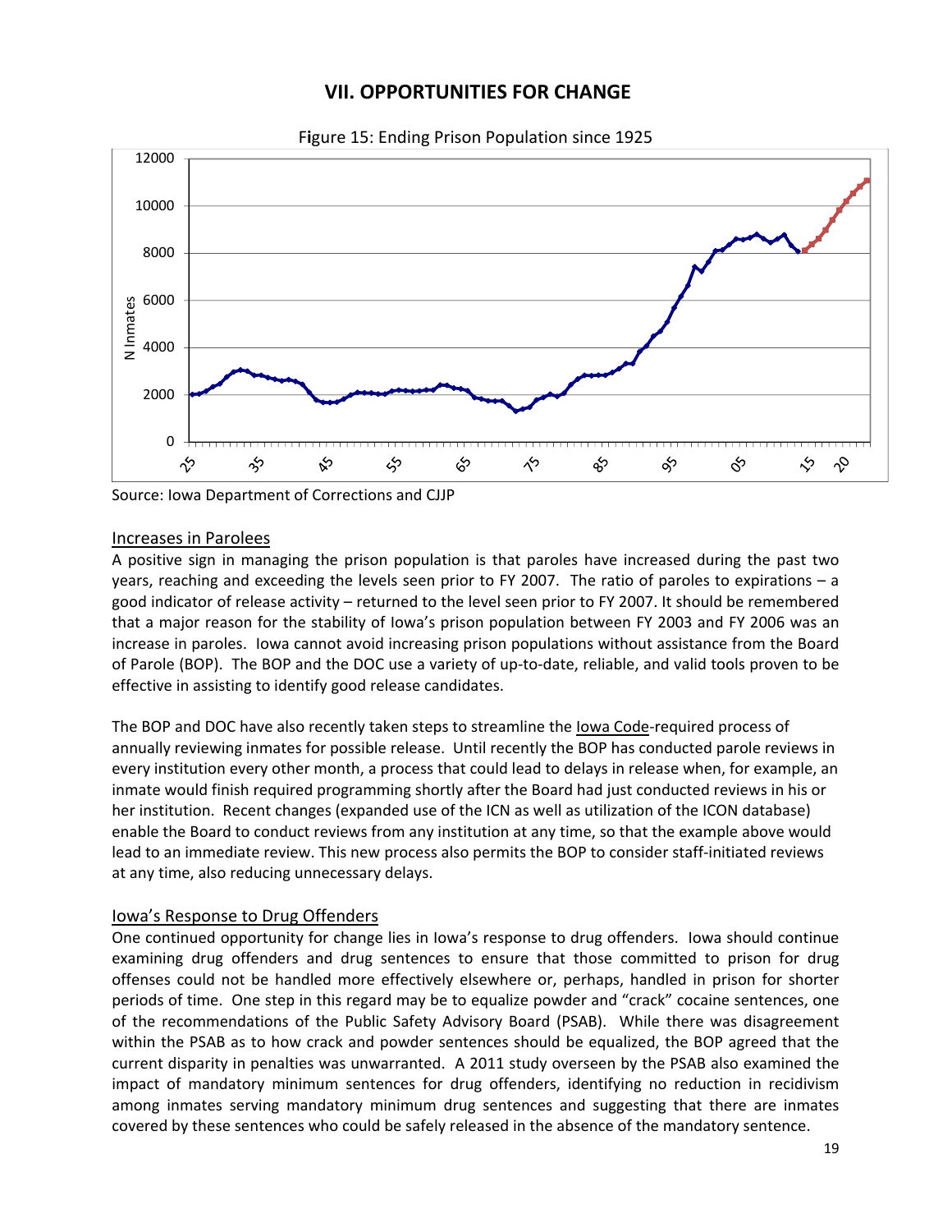# VII. OPPORTUNITIES FOR CHANGE

Figure 15: Ending Prison Population since 1925

Source: Iowa Department of Corrections and CJJP

## Increases in Parolees

A positive sign in managing the prison population is that paroles have increased during the past two years, reaching and exceeding the levels seen prior to FY 2007. The ratio of paroles to expirations – a good indicator of release activity – returned to the level seen prior to FY 2007. It should be remembered that a major reason for the stability of Iowa's prison population between FY 2003 and FY 2006 was an increase in paroles. Iowa cannot avoid increasing prison populations without assistance from the Board of Parole (BOP). The BOP and the DOC use a variety of up-to-date, reliable, and valid tools proven to be effective in assisting to identify good release candidates.

The BOP and DOC have also recently taken steps to streamline the Iowa Code-required process of annually reviewing inmates for possible release. Until recently the BOP has conducted parole reviews in every institution every other month, a process that could lead to delays in release when, for example, an inmate would finish required programming shortly after the Board had just conducted reviews in his or her institution. Recent changes (expanded use of the ICN as well as utilization of the ICON database) enable the Board to conduct reviews from any institution at any time, so that the example above would lead to an immediate review. This new process also permits the BOP to consider staff-initiated reviews at any time, also reducing unnecessary delays.

## Iowa's Response to Drug Offenders

One continued opportunity for change lies in Iowa's response to drug offenders. Iowa should continue examining drug offenders and drug sentences to ensure that those committed to prison for drug offenses could not be handled more effectively elsewhere or, perhaps, handled in prison for shorter periods of time. One step in this regard may be to equalize powder and "crack" cocaine sentences, one of the recommendations of the Public Safety Advisory Board (PSAB). While there was disagreement within the PSAB as to how crack and powder sentences should be equalized, the BOP agreed that the current disparity in penalties was unwarranted. A 2011 study overseen by the PSAB also examined the impact of mandatory minimum sentences for drug offenders, identifying no reduction in recidivism among inmates serving mandatory minimum drug sentences and suggesting that there are inmates covered by these sentences who could be safely released in the absence of the mandatory sentence.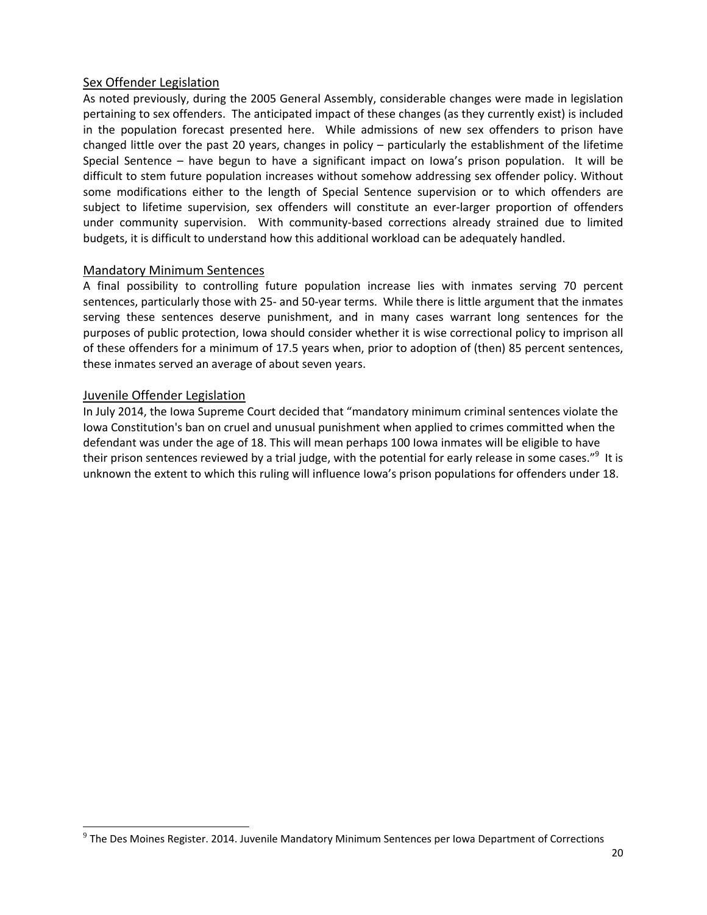## Sex Offender Legislation

As noted previously, during the 2005 General Assembly, considerable changes were made in legislation pertaining to sex offenders. The anticipated impact of these changes (as they currently exist) is included in the population forecast presented here. While admissions of new sex offenders to prison have changed little over the past 20 years, changes in policy – particularly the establishment of the lifetime Special Sentence – have begun to have a significant impact on Iowa's prison population. It will be difficult to stem future population increases without somehow addressing sex offender policy. Without some modifications either to the length of Special Sentence supervision or to which offenders are subject to lifetime supervision, sex offenders will constitute an ever-larger proportion of offenders under community supervision. With community-based corrections already strained due to limited budgets, it is difficult to understand how this additional workload can be adequately handled.

## Mandatory Minimum Sentences

A final possibility to controlling future population increase lies with inmates serving 70 percent sentences, particularly those with 25- and 50-year terms. While there is little argument that the inmates serving these sentences deserve punishment, and in many cases warrant long sentences for the purposes of public protection, Iowa should consider whether it is wise correctional policy to imprison all of these offenders for a minimum of 17.5 years when, prior to adoption of (then) 85 percent sentences, these inmates served an average of about seven years.

## Juvenile Offender Legislation

In July 2014, the Iowa Supreme Court decided that "mandatory minimum criminal sentences violate the Iowa Constitution's ban on cruel and unusual punishment when applied to crimes committed when the defendant was under the age of 18. This will mean perhaps 100 Iowa inmates will be eligible to have their prison sentences reviewed by a trial judge, with the potential for early release in some cases."[9] It is unknown the extent to which this ruling will influence Iowa's prison populations for offenders under 18.

[9] The Des Moines Register. 2014. Juvenile Mandatory Minimum Sentences per Iowa Department of Corrections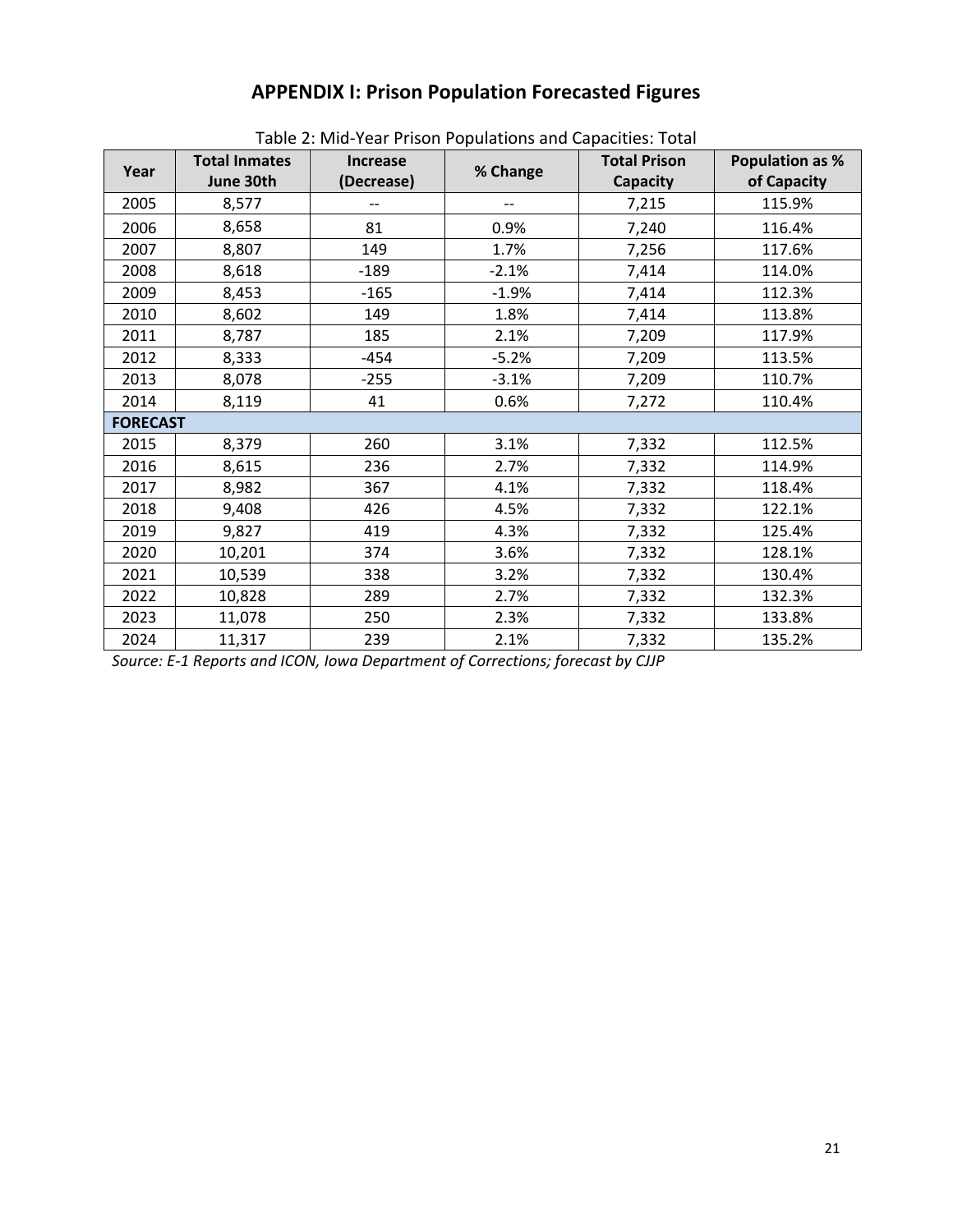# APPENDIX I: Prison Population Forecasted Figures

Table 2: Mid-Year Prison Populations and Capacities: Total

| Year | Total Inmates June 30th | Increase (Decrease) | % Change | Total Prison Capacity | Population as % of Capacity |
|---|---|---|---|---|---|
| 2005 | 8,577 | -- | -- | 7,215 | 115.9% |
| 2006 | 8,658 | 81 | 0.9% | 7,240 | 116.4% |
| 2007 | 8,807 | 149 | 1.7% | 7,256 | 117.6% |
| 2008 | 8,618 | -189 | -2.1% | 7,414 | 114.0% |
| 2009 | 8,453 | -165 | -1.9% | 7,414 | 112.3% |
| 2010 | 8,602 | 149 | 1.8% | 7,414 | 113.8% |
| 2011 | 8,787 | 185 | 2.1% | 7,209 | 117.9% |
| 2012 | 8,333 | -454 | -5.2% | 7,209 | 113.5% |
| 2013 | 8,078 | -255 | -3.1% | 7,209 | 110.7% |
| 2014 | 8,119 | 41 | 0.6% | 7,272 | 110.4% |
| **FORECAST** | | | | | |
| 2015 | 8,379 | 260 | 3.1% | 7,332 | 112.5% |
| 2016 | 8,615 | 236 | 2.7% | 7,332 | 114.9% |
| 2017 | 8,982 | 367 | 4.1% | 7,332 | 118.4% |
| 2018 | 9,408 | 426 | 4.5% | 7,332 | 122.1% |
| 2019 | 9,827 | 419 | 4.3% | 7,332 | 125.4% |
| 2020 | 10,201 | 374 | 3.6% | 7,332 | 128.1% |
| 2021 | 10,539 | 338 | 3.2% | 7,332 | 130.4% |
| 2022 | 10,828 | 289 | 2.7% | 7,332 | 132.3% |
| 2023 | 11,078 | 250 | 2.3% | 7,332 | 133.8% |
| 2024 | 11,317 | 239 | 2.1% | 7,332 | 135.2% |

*Source: E-1 Reports and ICON, Iowa Department of Corrections; forecast by CJJP*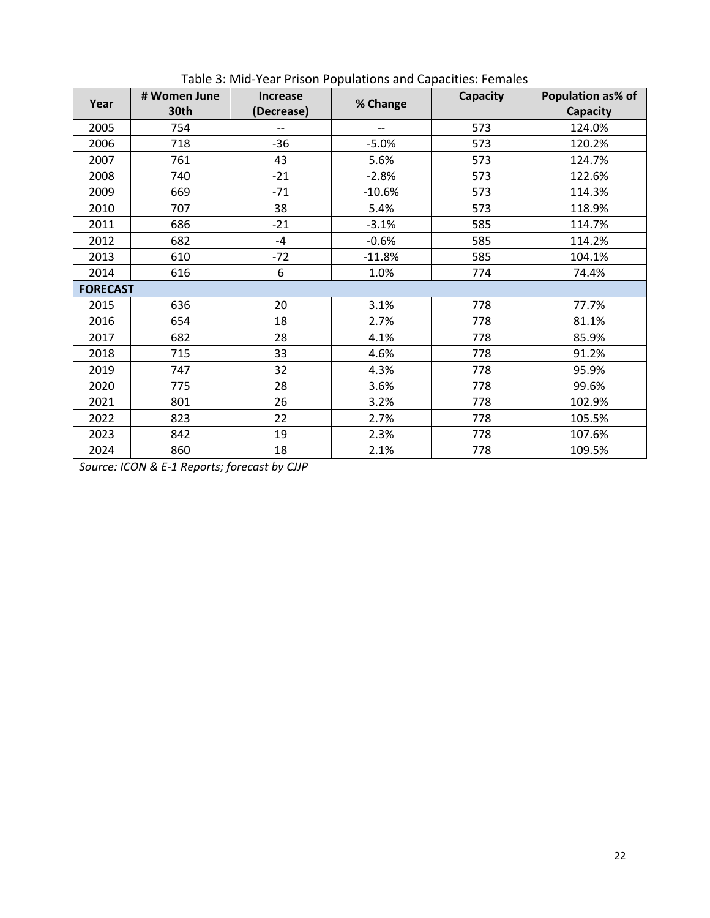Table 3: Mid-Year Prison Populations and Capacities: Females

| Year | # Women June 30th | Increase (Decrease) | % Change | Capacity | Population as% of Capacity |
|---|---|---|---|---|---|
| 2005 | 754 | -- | -- | 573 | 124.0% |
| 2006 | 718 | -36 | -5.0% | 573 | 120.2% |
| 2007 | 761 | 43 | 5.6% | 573 | 124.7% |
| 2008 | 740 | -21 | -2.8% | 573 | 122.6% |
| 2009 | 669 | -71 | -10.6% | 573 | 114.3% |
| 2010 | 707 | 38 | 5.4% | 573 | 118.9% |
| 2011 | 686 | -21 | -3.1% | 585 | 114.7% |
| 2012 | 682 | -4 | -0.6% | 585 | 114.2% |
| 2013 | 610 | -72 | -11.8% | 585 | 104.1% |
| 2014 | 616 | 6 | 1.0% | 774 | 74.4% |
| **FORECAST** | | | | | |
| 2015 | 636 | 20 | 3.1% | 778 | 77.7% |
| 2016 | 654 | 18 | 2.7% | 778 | 81.1% |
| 2017 | 682 | 28 | 4.1% | 778 | 85.9% |
| 2018 | 715 | 33 | 4.6% | 778 | 91.2% |
| 2019 | 747 | 32 | 4.3% | 778 | 95.9% |
| 2020 | 775 | 28 | 3.6% | 778 | 99.6% |
| 2021 | 801 | 26 | 3.2% | 778 | 102.9% |
| 2022 | 823 | 22 | 2.7% | 778 | 105.5% |
| 2023 | 842 | 19 | 2.3% | 778 | 107.6% |
| 2024 | 860 | 18 | 2.1% | 778 | 109.5% |

*Source: ICON & E-1 Reports; forecast by CJJP*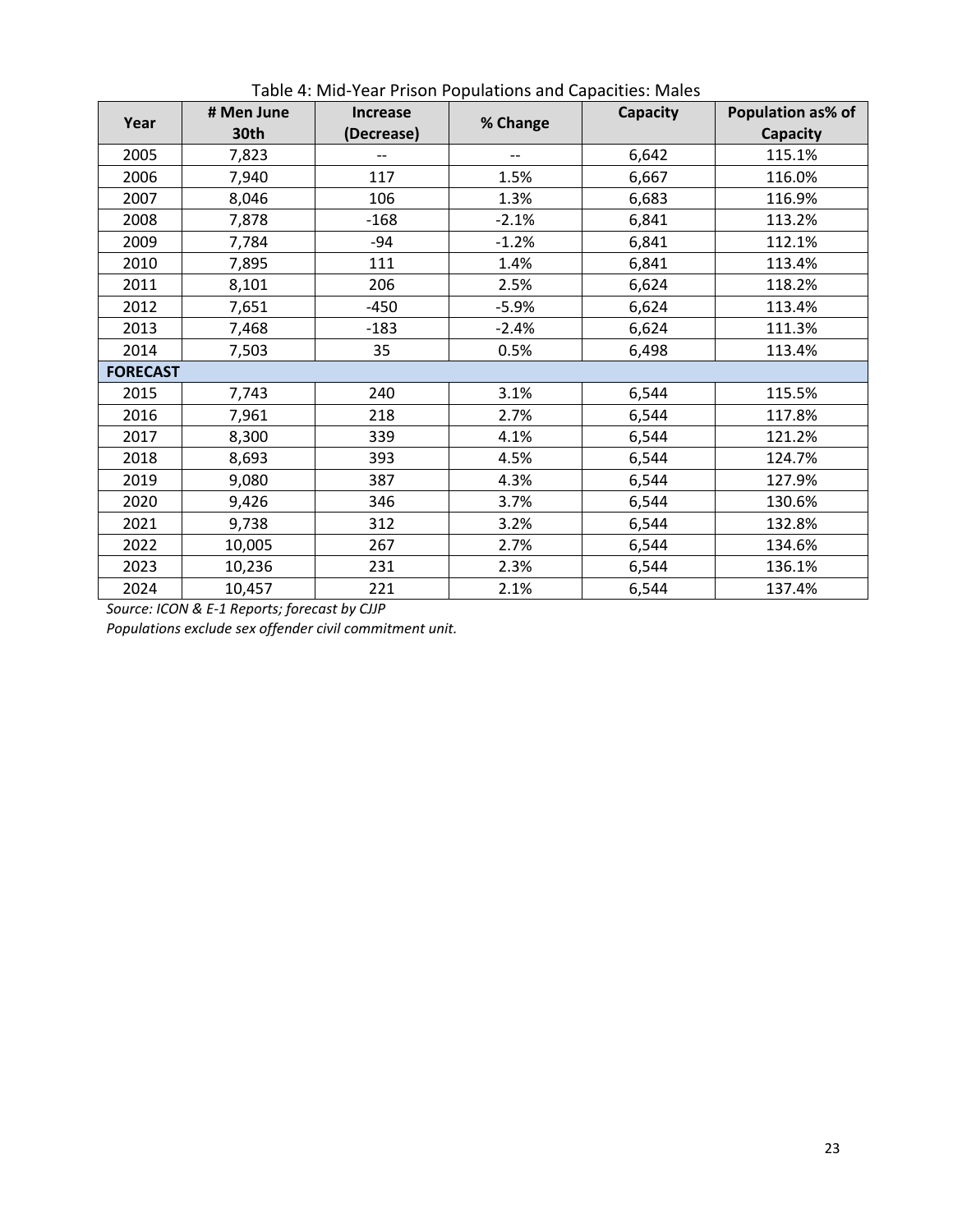Table 4: Mid-Year Prison Populations and Capacities: Males

| Year | # Men June 30th | Increase (Decrease) | % Change | Capacity | Population as% of Capacity |
|---|---|---|---|---|---|
| 2005 | 7,823 | -- | -- | 6,642 | 115.1% |
| 2006 | 7,940 | 117 | 1.5% | 6,667 | 116.0% |
| 2007 | 8,046 | 106 | 1.3% | 6,683 | 116.9% |
| 2008 | 7,878 | -168 | -2.1% | 6,841 | 113.2% |
| 2009 | 7,784 | -94 | -1.2% | 6,841 | 112.1% |
| 2010 | 7,895 | 111 | 1.4% | 6,841 | 113.4% |
| 2011 | 8,101 | 206 | 2.5% | 6,624 | 118.2% |
| 2012 | 7,651 | -450 | -5.9% | 6,624 | 113.4% |
| 2013 | 7,468 | -183 | -2.4% | 6,624 | 111.3% |
| 2014 | 7,503 | 35 | 0.5% | 6,498 | 113.4% |
| **FORECAST** | | | | | |
| 2015 | 7,743 | 240 | 3.1% | 6,544 | 115.5% |
| 2016 | 7,961 | 218 | 2.7% | 6,544 | 117.8% |
| 2017 | 8,300 | 339 | 4.1% | 6,544 | 121.2% |
| 2018 | 8,693 | 393 | 4.5% | 6,544 | 124.7% |
| 2019 | 9,080 | 387 | 4.3% | 6,544 | 127.9% |
| 2020 | 9,426 | 346 | 3.7% | 6,544 | 130.6% |
| 2021 | 9,738 | 312 | 3.2% | 6,544 | 132.8% |
| 2022 | 10,005 | 267 | 2.7% | 6,544 | 134.6% |
| 2023 | 10,236 | 231 | 2.3% | 6,544 | 136.1% |
| 2024 | 10,457 | 221 | 2.1% | 6,544 | 137.4% |

*Source: ICON & E-1 Reports; forecast by CJJP*

*Populations exclude sex offender civil commitment unit.*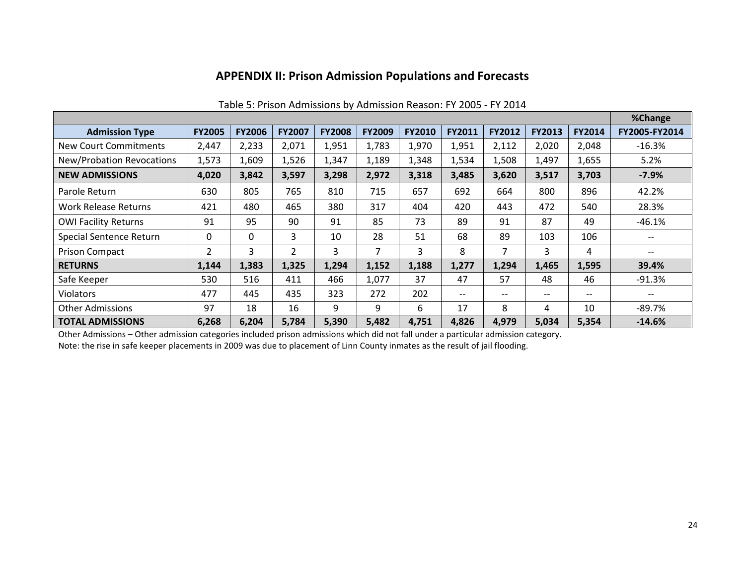## APPENDIX II: Prison Admission Populations and Forecasts

Table 5: Prison Admissions by Admission Reason: FY 2005 - FY 2014

| | | | | | | | | | | | %Change |
|---|---|---|---|---|---|---|---|---|---|---|---|
| **Admission Type** | **FY2005** | **FY2006** | **FY2007** | **FY2008** | **FY2009** | **FY2010** | **FY2011** | **FY2012** | **FY2013** | **FY2014** | **FY2005-FY2014** |
| New Court Commitments | 2,447 | 2,233 | 2,071 | 1,951 | 1,783 | 1,970 | 1,951 | 2,112 | 2,020 | 2,048 | -16.3% |
| New/Probation Revocations | 1,573 | 1,609 | 1,526 | 1,347 | 1,189 | 1,348 | 1,534 | 1,508 | 1,497 | 1,655 | 5.2% |
| **NEW ADMISSIONS** | **4,020** | **3,842** | **3,597** | **3,298** | **2,972** | **3,318** | **3,485** | **3,620** | **3,517** | **3,703** | **-7.9%** |
| Parole Return | 630 | 805 | 765 | 810 | 715 | 657 | 692 | 664 | 800 | 896 | 42.2% |
| Work Release Returns | 421 | 480 | 465 | 380 | 317 | 404 | 420 | 443 | 472 | 540 | 28.3% |
| OWI Facility Returns | 91 | 95 | 90 | 91 | 85 | 73 | 89 | 91 | 87 | 49 | -46.1% |
| Special Sentence Return | 0 | 0 | 3 | 10 | 28 | 51 | 68 | 89 | 103 | 106 | -- |
| Prison Compact | 2 | 3 | 2 | 3 | 7 | 3 | 8 | 7 | 3 | 4 | -- |
| **RETURNS** | **1,144** | **1,383** | **1,325** | **1,294** | **1,152** | **1,188** | **1,277** | **1,294** | **1,465** | **1,595** | **39.4%** |
| Safe Keeper | 530 | 516 | 411 | 466 | 1,077 | 37 | 47 | 57 | 48 | 46 | -91.3% |
| Violators | 477 | 445 | 435 | 323 | 272 | 202 | -- | -- | -- | -- | -- |
| Other Admissions | 97 | 18 | 16 | 9 | 9 | 6 | 17 | 8 | 4 | 10 | -89.7% |
| **TOTAL ADMISSIONS** | **6,268** | **6,204** | **5,784** | **5,390** | **5,482** | **4,751** | **4,826** | **4,979** | **5,034** | **5,354** | **-14.6%** |

Other Admissions – Other admission categories included prison admissions which did not fall under a particular admission category.

Note: the rise in safe keeper placements in 2009 was due to placement of Linn County inmates as the result of jail flooding.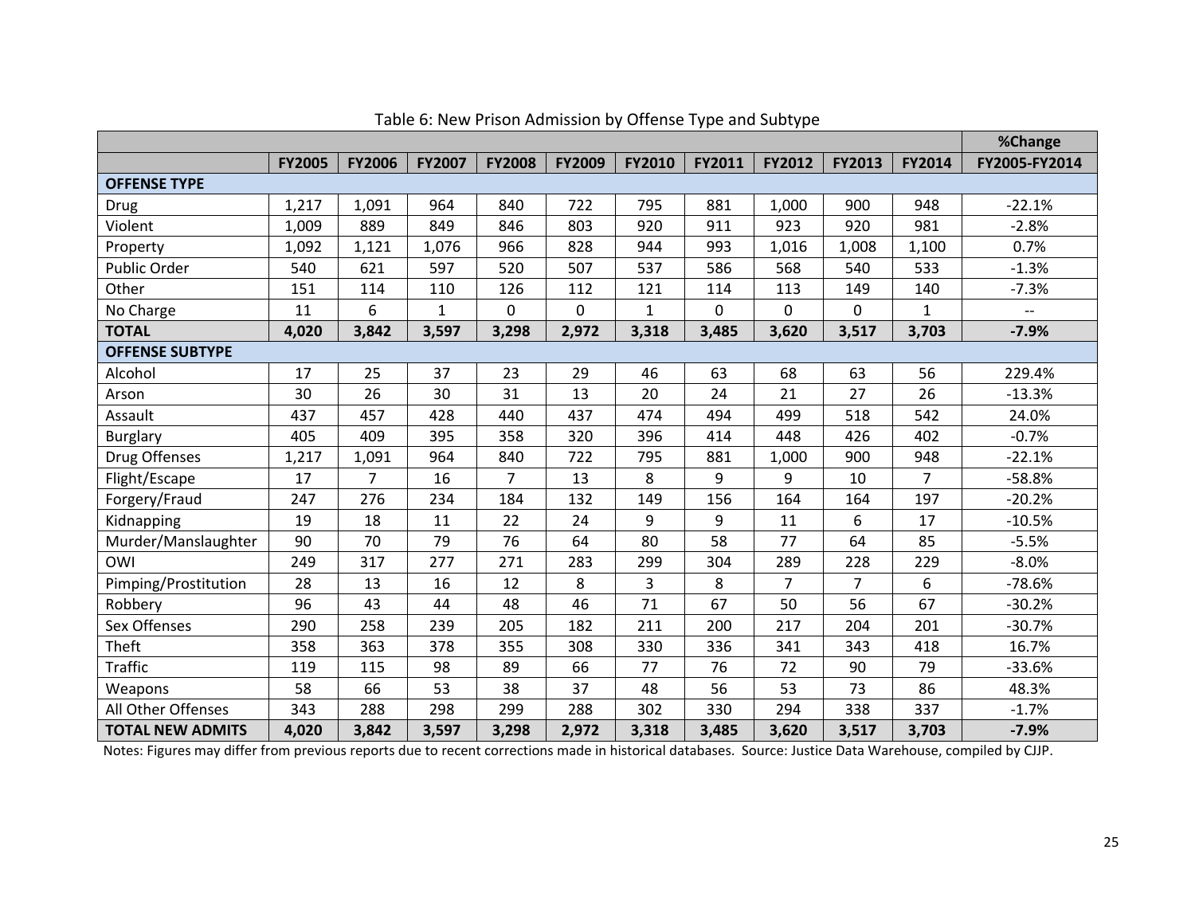Table 6: New Prison Admission by Offense Type and Subtype

| | | | | | | | | | | | %Change |
|---|---|---|---|---|---|---|---|---|---|---|---|
| | **FY2005** | **FY2006** | **FY2007** | **FY2008** | **FY2009** | **FY2010** | **FY2011** | **FY2012** | **FY2013** | **FY2014** | **FY2005-FY2014** |
| **OFFENSE TYPE** | | | | | | | | | | | |
| Drug | 1,217 | 1,091 | 964 | 840 | 722 | 795 | 881 | 1,000 | 900 | 948 | -22.1% |
| Violent | 1,009 | 889 | 849 | 846 | 803 | 920 | 911 | 923 | 920 | 981 | -2.8% |
| Property | 1,092 | 1,121 | 1,076 | 966 | 828 | 944 | 993 | 1,016 | 1,008 | 1,100 | 0.7% |
| Public Order | 540 | 621 | 597 | 520 | 507 | 537 | 586 | 568 | 540 | 533 | -1.3% |
| Other | 151 | 114 | 110 | 126 | 112 | 121 | 114 | 113 | 149 | 140 | -7.3% |
| No Charge | 11 | 6 | 1 | 0 | 0 | 1 | 0 | 0 | 0 | 1 | -- |
| **TOTAL** | **4,020** | **3,842** | **3,597** | **3,298** | **2,972** | **3,318** | **3,485** | **3,620** | **3,517** | **3,703** | **-7.9%** |
| **OFFENSE SUBTYPE** | | | | | | | | | | | |
| Alcohol | 17 | 25 | 37 | 23 | 29 | 46 | 63 | 68 | 63 | 56 | 229.4% |
| Arson | 30 | 26 | 30 | 31 | 13 | 20 | 24 | 21 | 27 | 26 | -13.3% |
| Assault | 437 | 457 | 428 | 440 | 437 | 474 | 494 | 499 | 518 | 542 | 24.0% |
| Burglary | 405 | 409 | 395 | 358 | 320 | 396 | 414 | 448 | 426 | 402 | -0.7% |
| Drug Offenses | 1,217 | 1,091 | 964 | 840 | 722 | 795 | 881 | 1,000 | 900 | 948 | -22.1% |
| Flight/Escape | 17 | 7 | 16 | 7 | 13 | 8 | 9 | 9 | 10 | 7 | -58.8% |
| Forgery/Fraud | 247 | 276 | 234 | 184 | 132 | 149 | 156 | 164 | 164 | 197 | -20.2% |
| Kidnapping | 19 | 18 | 11 | 22 | 24 | 9 | 9 | 11 | 6 | 17 | -10.5% |
| Murder/Manslaughter | 90 | 70 | 79 | 76 | 64 | 80 | 58 | 77 | 64 | 85 | -5.5% |
| OWI | 249 | 317 | 277 | 271 | 283 | 299 | 304 | 289 | 228 | 229 | -8.0% |
| Pimping/Prostitution | 28 | 13 | 16 | 12 | 8 | 3 | 8 | 7 | 7 | 6 | -78.6% |
| Robbery | 96 | 43 | 44 | 48 | 46 | 71 | 67 | 50 | 56 | 67 | -30.2% |
| Sex Offenses | 290 | 258 | 239 | 205 | 182 | 211 | 200 | 217 | 204 | 201 | -30.7% |
| Theft | 358 | 363 | 378 | 355 | 308 | 330 | 336 | 341 | 343 | 418 | 16.7% |
| Traffic | 119 | 115 | 98 | 89 | 66 | 77 | 76 | 72 | 90 | 79 | -33.6% |
| Weapons | 58 | 66 | 53 | 38 | 37 | 48 | 56 | 53 | 73 | 86 | 48.3% |
| All Other Offenses | 343 | 288 | 298 | 299 | 288 | 302 | 330 | 294 | 338 | 337 | -1.7% |
| **TOTAL NEW ADMITS** | **4,020** | **3,842** | **3,597** | **3,298** | **2,972** | **3,318** | **3,485** | **3,620** | **3,517** | **3,703** | **-7.9%** |

Notes: Figures may differ from previous reports due to recent corrections made in historical databases. Source: Justice Data Warehouse, compiled by CJJP.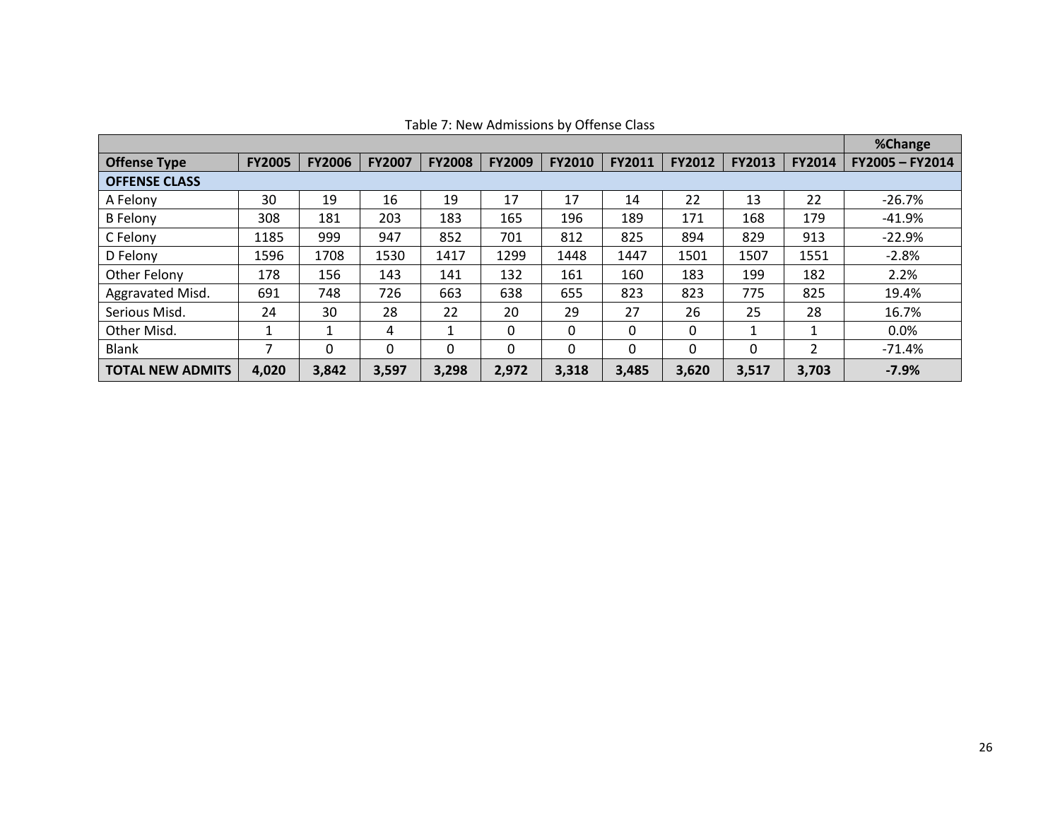Table 7: New Admissions by Offense Class

| Offense Type | FY2005 | FY2006 | FY2007 | FY2008 | FY2009 | FY2010 | FY2011 | FY2012 | FY2013 | FY2014 | %Change FY2005 – FY2014 |
|---|---|---|---|---|---|---|---|---|---|---|---|
| **OFFENSE CLASS** | | | | | | | | | | | |
| A Felony | 30 | 19 | 16 | 19 | 17 | 17 | 14 | 22 | 13 | 22 | -26.7% |
| B Felony | 308 | 181 | 203 | 183 | 165 | 196 | 189 | 171 | 168 | 179 | -41.9% |
| C Felony | 1185 | 999 | 947 | 852 | 701 | 812 | 825 | 894 | 829 | 913 | -22.9% |
| D Felony | 1596 | 1708 | 1530 | 1417 | 1299 | 1448 | 1447 | 1501 | 1507 | 1551 | -2.8% |
| Other Felony | 178 | 156 | 143 | 141 | 132 | 161 | 160 | 183 | 199 | 182 | 2.2% |
| Aggravated Misd. | 691 | 748 | 726 | 663 | 638 | 655 | 823 | 823 | 775 | 825 | 19.4% |
| Serious Misd. | 24 | 30 | 28 | 22 | 20 | 29 | 27 | 26 | 25 | 28 | 16.7% |
| Other Misd. | 1 | 1 | 4 | 1 | 0 | 0 | 0 | 0 | 1 | 1 | 0.0% |
| Blank | 7 | 0 | 0 | 0 | 0 | 0 | 0 | 0 | 0 | 2 | -71.4% |
| **TOTAL NEW ADMITS** | **4,020** | **3,842** | **3,597** | **3,298** | **2,972** | **3,318** | **3,485** | **3,620** | **3,517** | **3,703** | **-7.9%** |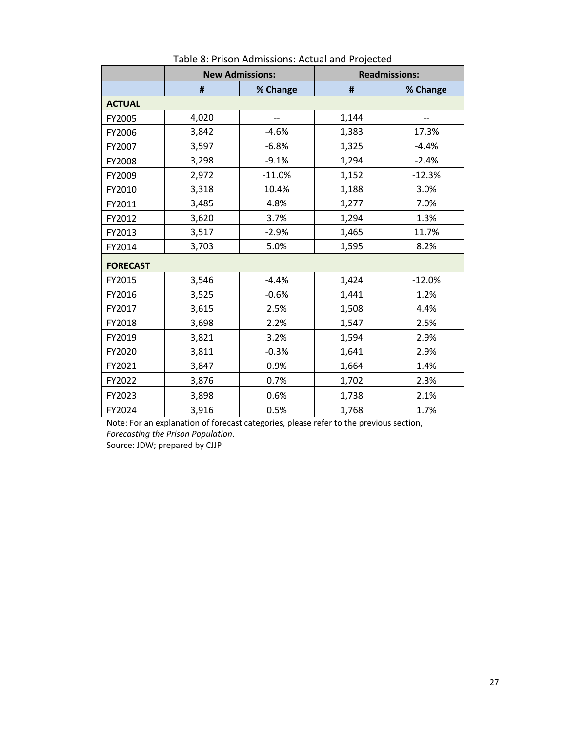Table 8: Prison Admissions: Actual and Projected

| | New Admissions: | | Readmissions: | |
|---|---|---|---|---|
| | # | % Change | # | % Change |
| **ACTUAL** | | | | |
| FY2005 | 4,020 | -- | 1,144 | -- |
| FY2006 | 3,842 | -4.6% | 1,383 | 17.3% |
| FY2007 | 3,597 | -6.8% | 1,325 | -4.4% |
| FY2008 | 3,298 | -9.1% | 1,294 | -2.4% |
| FY2009 | 2,972 | -11.0% | 1,152 | -12.3% |
| FY2010 | 3,318 | 10.4% | 1,188 | 3.0% |
| FY2011 | 3,485 | 4.8% | 1,277 | 7.0% |
| FY2012 | 3,620 | 3.7% | 1,294 | 1.3% |
| FY2013 | 3,517 | -2.9% | 1,465 | 11.7% |
| FY2014 | 3,703 | 5.0% | 1,595 | 8.2% |
| **FORECAST** | | | | |
| FY2015 | 3,546 | -4.4% | 1,424 | -12.0% |
| FY2016 | 3,525 | -0.6% | 1,441 | 1.2% |
| FY2017 | 3,615 | 2.5% | 1,508 | 4.4% |
| FY2018 | 3,698 | 2.2% | 1,547 | 2.5% |
| FY2019 | 3,821 | 3.2% | 1,594 | 2.9% |
| FY2020 | 3,811 | -0.3% | 1,641 | 2.9% |
| FY2021 | 3,847 | 0.9% | 1,664 | 1.4% |
| FY2022 | 3,876 | 0.7% | 1,702 | 2.3% |
| FY2023 | 3,898 | 0.6% | 1,738 | 2.1% |
| FY2024 | 3,916 | 0.5% | 1,768 | 1.7% |

Note: For an explanation of forecast categories, please refer to the previous section, *Forecasting the Prison Population*.
Source: JDW; prepared by CJJP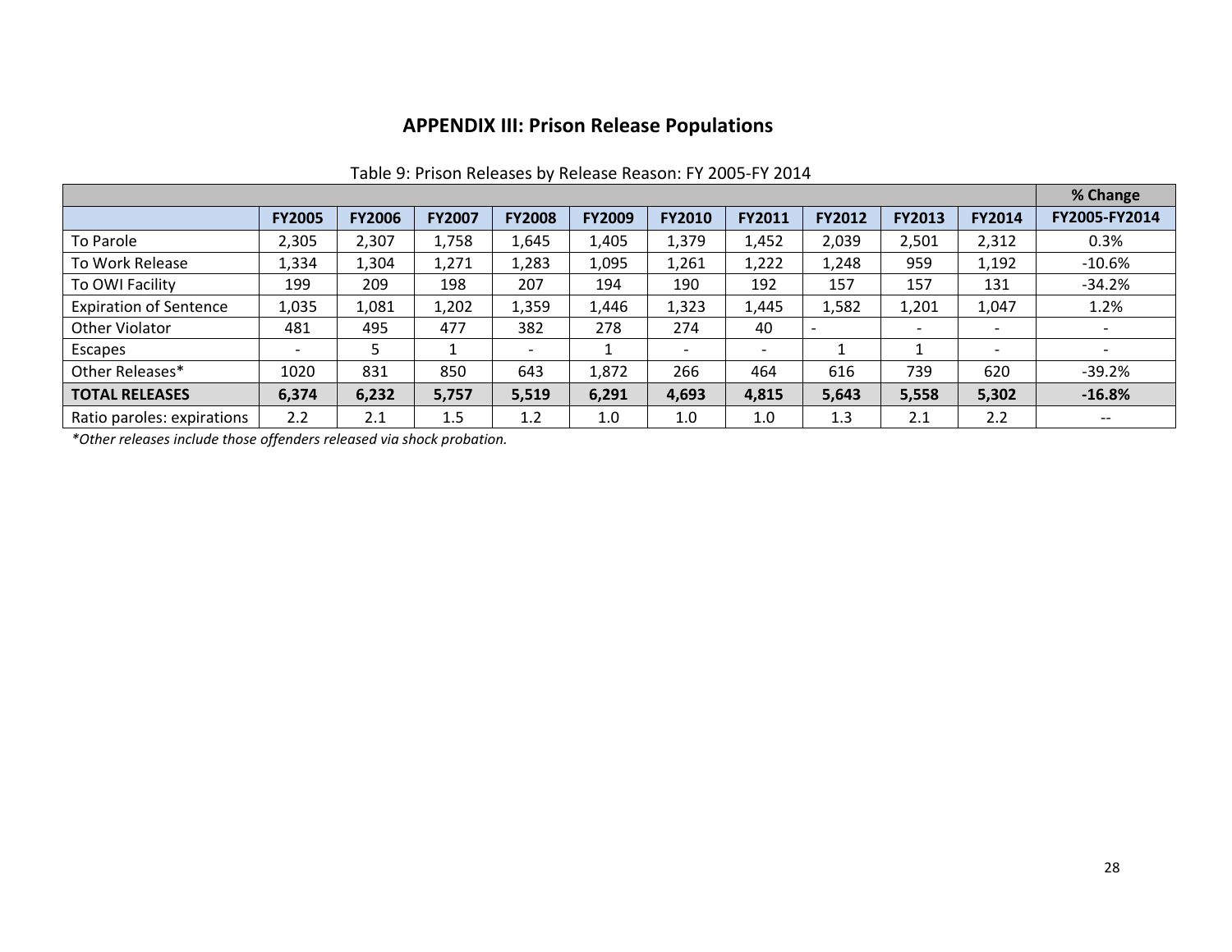# APPENDIX III: Prison Release Populations

Table 9: Prison Releases by Release Reason: FY 2005-FY 2014

| | | | | | | | | | | | % Change |
|---|---|---|---|---|---|---|---|---|---|---|---|
| | **FY2005** | **FY2006** | **FY2007** | **FY2008** | **FY2009** | **FY2010** | **FY2011** | **FY2012** | **FY2013** | **FY2014** | **FY2005-FY2014** |
| To Parole | 2,305 | 2,307 | 1,758 | 1,645 | 1,405 | 1,379 | 1,452 | 2,039 | 2,501 | 2,312 | 0.3% |
| To Work Release | 1,334 | 1,304 | 1,271 | 1,283 | 1,095 | 1,261 | 1,222 | 1,248 | 959 | 1,192 | -10.6% |
| To OWI Facility | 199 | 209 | 198 | 207 | 194 | 190 | 192 | 157 | 157 | 131 | -34.2% |
| Expiration of Sentence | 1,035 | 1,081 | 1,202 | 1,359 | 1,446 | 1,323 | 1,445 | 1,582 | 1,201 | 1,047 | 1.2% |
| Other Violator | 481 | 495 | 477 | 382 | 278 | 274 | 40 | - | - | - | - |
| Escapes | - | 5 | 1 | - | 1 | - | - | 1 | 1 | - | - |
| Other Releases* | 1020 | 831 | 850 | 643 | 1,872 | 266 | 464 | 616 | 739 | 620 | -39.2% |
| **TOTAL RELEASES** | **6,374** | **6,232** | **5,757** | **5,519** | **6,291** | **4,693** | **4,815** | **5,643** | **5,558** | **5,302** | **-16.8%** |
| Ratio paroles: expirations | 2.2 | 2.1 | 1.5 | 1.2 | 1.0 | 1.0 | 1.0 | 1.3 | 2.1 | 2.2 | -- |

*\*Other releases include those offenders released via shock probation.*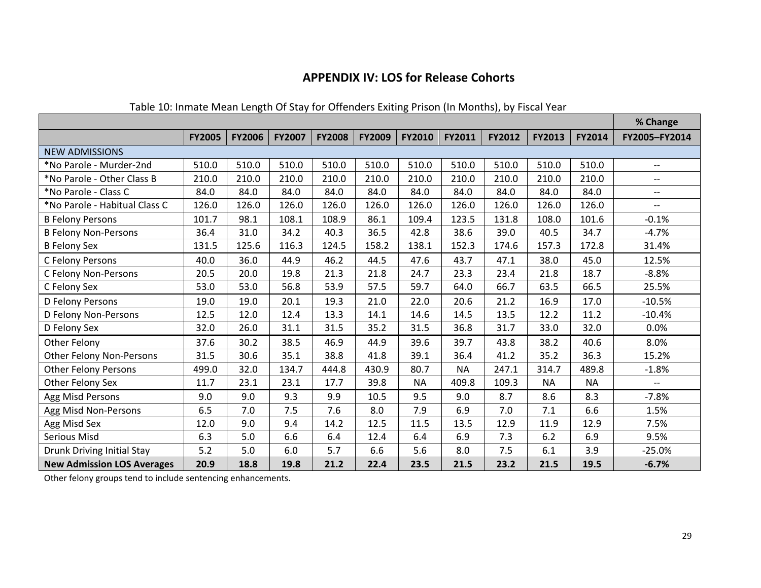## APPENDIX IV: LOS for Release Cohorts

Table 10: Inmate Mean Length Of Stay for Offenders Exiting Prison (In Months), by Fiscal Year

| | | | | | | | | | | | % Change |
|---|---|---|---|---|---|---|---|---|---|---|---|
| | FY2005 | FY2006 | FY2007 | FY2008 | FY2009 | FY2010 | FY2011 | FY2012 | FY2013 | FY2014 | FY2005–FY2014 |
| NEW ADMISSIONS | | | | | | | | | | | |
| *No Parole - Murder-2nd | 510.0 | 510.0 | 510.0 | 510.0 | 510.0 | 510.0 | 510.0 | 510.0 | 510.0 | 510.0 | -- |
| *No Parole - Other Class B | 210.0 | 210.0 | 210.0 | 210.0 | 210.0 | 210.0 | 210.0 | 210.0 | 210.0 | 210.0 | -- |
| *No Parole - Class C | 84.0 | 84.0 | 84.0 | 84.0 | 84.0 | 84.0 | 84.0 | 84.0 | 84.0 | 84.0 | -- |
| *No Parole - Habitual Class C | 126.0 | 126.0 | 126.0 | 126.0 | 126.0 | 126.0 | 126.0 | 126.0 | 126.0 | 126.0 | -- |
| B Felony Persons | 101.7 | 98.1 | 108.1 | 108.9 | 86.1 | 109.4 | 123.5 | 131.8 | 108.0 | 101.6 | -0.1% |
| B Felony Non-Persons | 36.4 | 31.0 | 34.2 | 40.3 | 36.5 | 42.8 | 38.6 | 39.0 | 40.5 | 34.7 | -4.7% |
| B Felony Sex | 131.5 | 125.6 | 116.3 | 124.5 | 158.2 | 138.1 | 152.3 | 174.6 | 157.3 | 172.8 | 31.4% |
| C Felony Persons | 40.0 | 36.0 | 44.9 | 46.2 | 44.5 | 47.6 | 43.7 | 47.1 | 38.0 | 45.0 | 12.5% |
| C Felony Non-Persons | 20.5 | 20.0 | 19.8 | 21.3 | 21.8 | 24.7 | 23.3 | 23.4 | 21.8 | 18.7 | -8.8% |
| C Felony Sex | 53.0 | 53.0 | 56.8 | 53.9 | 57.5 | 59.7 | 64.0 | 66.7 | 63.5 | 66.5 | 25.5% |
| D Felony Persons | 19.0 | 19.0 | 20.1 | 19.3 | 21.0 | 22.0 | 20.6 | 21.2 | 16.9 | 17.0 | -10.5% |
| D Felony Non-Persons | 12.5 | 12.0 | 12.4 | 13.3 | 14.1 | 14.6 | 14.5 | 13.5 | 12.2 | 11.2 | -10.4% |
| D Felony Sex | 32.0 | 26.0 | 31.1 | 31.5 | 35.2 | 31.5 | 36.8 | 31.7 | 33.0 | 32.0 | 0.0% |
| Other Felony | 37.6 | 30.2 | 38.5 | 46.9 | 44.9 | 39.6 | 39.7 | 43.8 | 38.2 | 40.6 | 8.0% |
| Other Felony Non-Persons | 31.5 | 30.6 | 35.1 | 38.8 | 41.8 | 39.1 | 36.4 | 41.2 | 35.2 | 36.3 | 15.2% |
| Other Felony Persons | 499.0 | 32.0 | 134.7 | 444.8 | 430.9 | 80.7 | NA | 247.1 | 314.7 | 489.8 | -1.8% |
| Other Felony Sex | 11.7 | 23.1 | 23.1 | 17.7 | 39.8 | NA | 409.8 | 109.3 | NA | NA | -- |
| Agg Misd Persons | 9.0 | 9.0 | 9.3 | 9.9 | 10.5 | 9.5 | 9.0 | 8.7 | 8.6 | 8.3 | -7.8% |
| Agg Misd Non-Persons | 6.5 | 7.0 | 7.5 | 7.6 | 8.0 | 7.9 | 6.9 | 7.0 | 7.1 | 6.6 | 1.5% |
| Agg Misd Sex | 12.0 | 9.0 | 9.4 | 14.2 | 12.5 | 11.5 | 13.5 | 12.9 | 11.9 | 12.9 | 7.5% |
| Serious Misd | 6.3 | 5.0 | 6.6 | 6.4 | 12.4 | 6.4 | 6.9 | 7.3 | 6.2 | 6.9 | 9.5% |
| Drunk Driving Initial Stay | 5.2 | 5.0 | 6.0 | 5.7 | 6.6 | 5.6 | 8.0 | 7.5 | 6.1 | 3.9 | -25.0% |
| **New Admission LOS Averages** | **20.9** | **18.8** | **19.8** | **21.2** | **22.4** | **23.5** | **21.5** | **23.2** | **21.5** | **19.5** | **-6.7%** |

Other felony groups tend to include sentencing enhancements.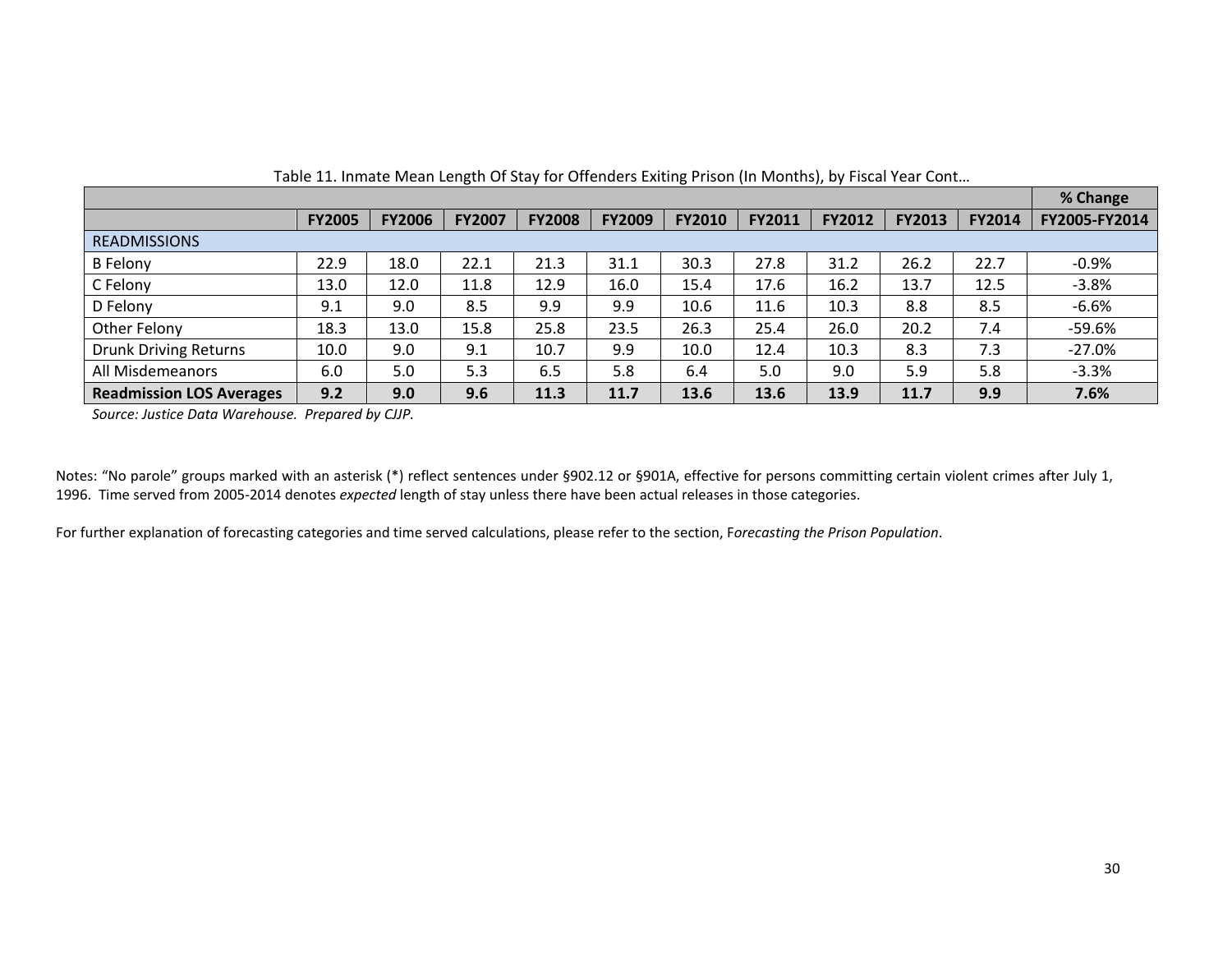Table 11. Inmate Mean Length Of Stay for Offenders Exiting Prison (In Months), by Fiscal Year Cont…

| | | | | | | | | | | | % Change |
|---|---|---|---|---|---|---|---|---|---|---|---|
| | **FY2005** | **FY2006** | **FY2007** | **FY2008** | **FY2009** | **FY2010** | **FY2011** | **FY2012** | **FY2013** | **FY2014** | **FY2005-FY2014** |
| READMISSIONS | | | | | | | | | | | |
| B Felony | 22.9 | 18.0 | 22.1 | 21.3 | 31.1 | 30.3 | 27.8 | 31.2 | 26.2 | 22.7 | -0.9% |
| C Felony | 13.0 | 12.0 | 11.8 | 12.9 | 16.0 | 15.4 | 17.6 | 16.2 | 13.7 | 12.5 | -3.8% |
| D Felony | 9.1 | 9.0 | 8.5 | 9.9 | 9.9 | 10.6 | 11.6 | 10.3 | 8.8 | 8.5 | -6.6% |
| Other Felony | 18.3 | 13.0 | 15.8 | 25.8 | 23.5 | 26.3 | 25.4 | 26.0 | 20.2 | 7.4 | -59.6% |
| Drunk Driving Returns | 10.0 | 9.0 | 9.1 | 10.7 | 9.9 | 10.0 | 12.4 | 10.3 | 8.3 | 7.3 | -27.0% |
| All Misdemeanors | 6.0 | 5.0 | 5.3 | 6.5 | 5.8 | 6.4 | 5.0 | 9.0 | 5.9 | 5.8 | -3.3% |
| **Readmission LOS Averages** | **9.2** | **9.0** | **9.6** | **11.3** | **11.7** | **13.6** | **13.6** | **13.9** | **11.7** | **9.9** | **7.6%** |

*Source: Justice Data Warehouse. Prepared by CJJP.*

Notes: "No parole" groups marked with an asterisk (*) reflect sentences under §902.12 or §901A, effective for persons committing certain violent crimes after July 1, 1996. Time served from 2005-2014 denotes *expected* length of stay unless there have been actual releases in those categories.

For further explanation of forecasting categories and time served calculations, please refer to the section, F*orecasting the Prison Population*.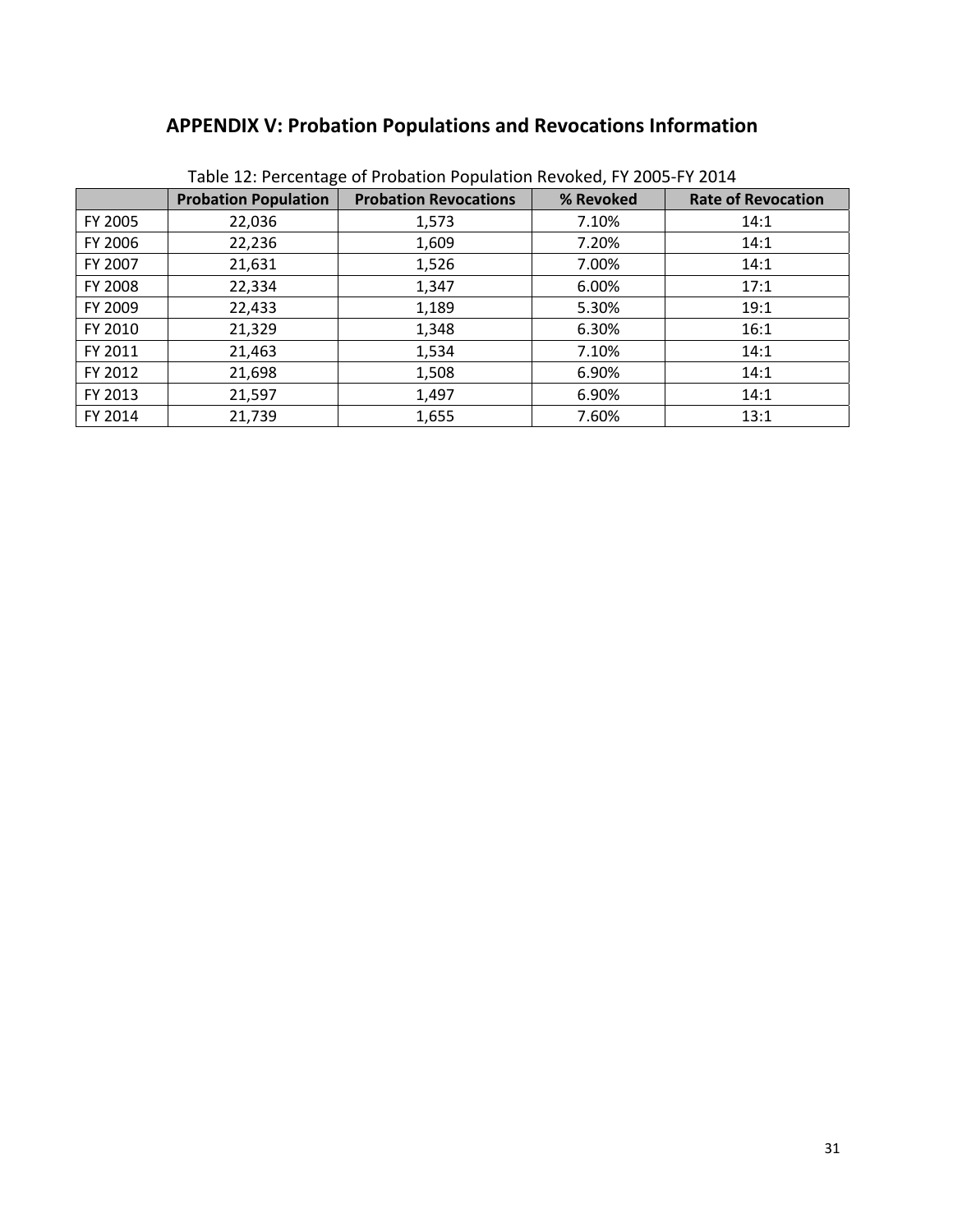# APPENDIX V: Probation Populations and Revocations Information

Table 12: Percentage of Probation Population Revoked, FY 2005-FY 2014

| | Probation Population | Probation Revocations | % Revoked | Rate of Revocation |
|---|---|---|---|---|
| FY 2005 | 22,036 | 1,573 | 7.10% | 14:1 |
| FY 2006 | 22,236 | 1,609 | 7.20% | 14:1 |
| FY 2007 | 21,631 | 1,526 | 7.00% | 14:1 |
| FY 2008 | 22,334 | 1,347 | 6.00% | 17:1 |
| FY 2009 | 22,433 | 1,189 | 5.30% | 19:1 |
| FY 2010 | 21,329 | 1,348 | 6.30% | 16:1 |
| FY 2011 | 21,463 | 1,534 | 7.10% | 14:1 |
| FY 2012 | 21,698 | 1,508 | 6.90% | 14:1 |
| FY 2013 | 21,597 | 1,497 | 6.90% | 14:1 |
| FY 2014 | 21,739 | 1,655 | 7.60% | 13:1 |